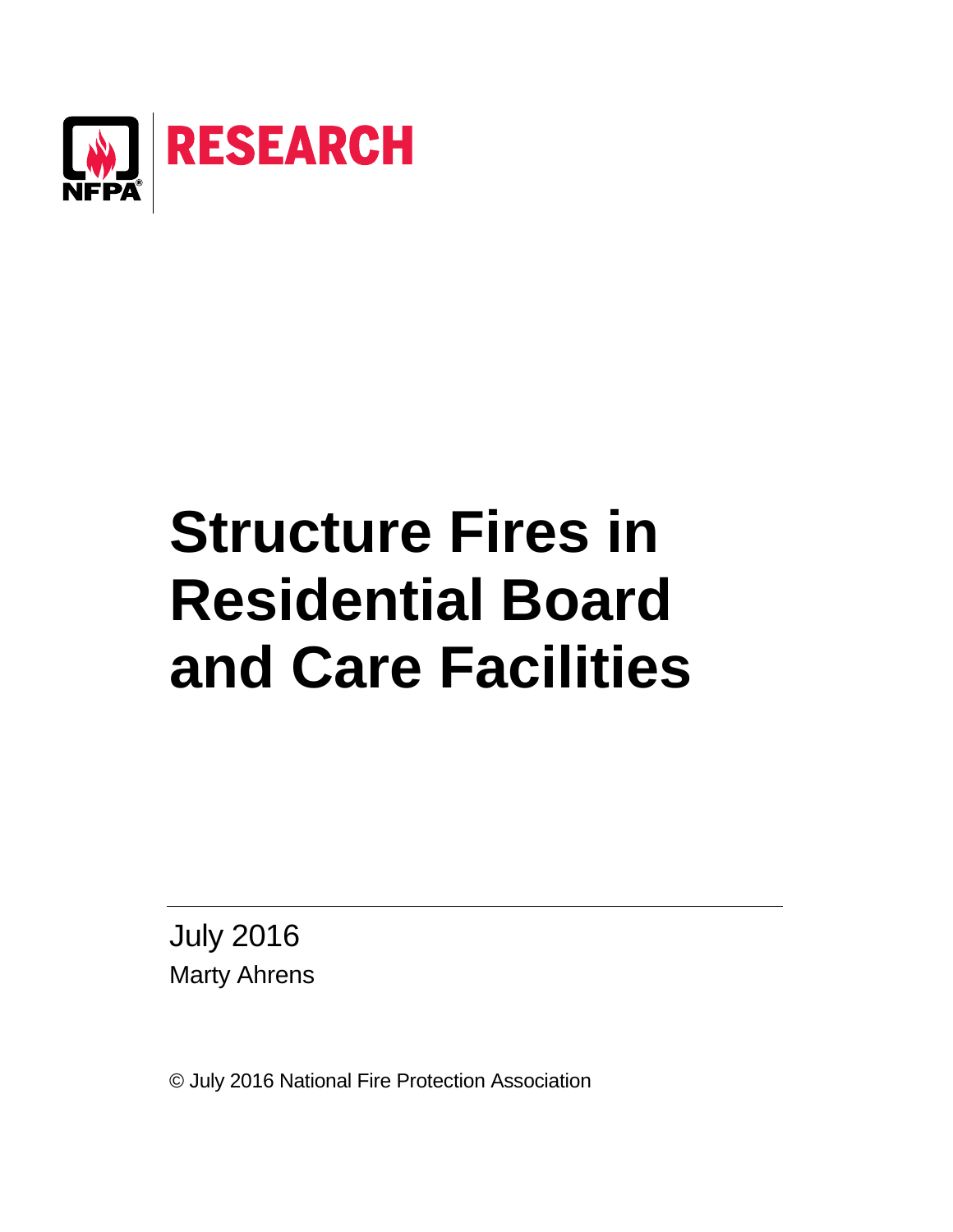NFPA

RESEARCH

# Structure Fires in Residential Board and Care Facilities

July 2016

Marty Ahrens

© July 2016 National Fire Protection Association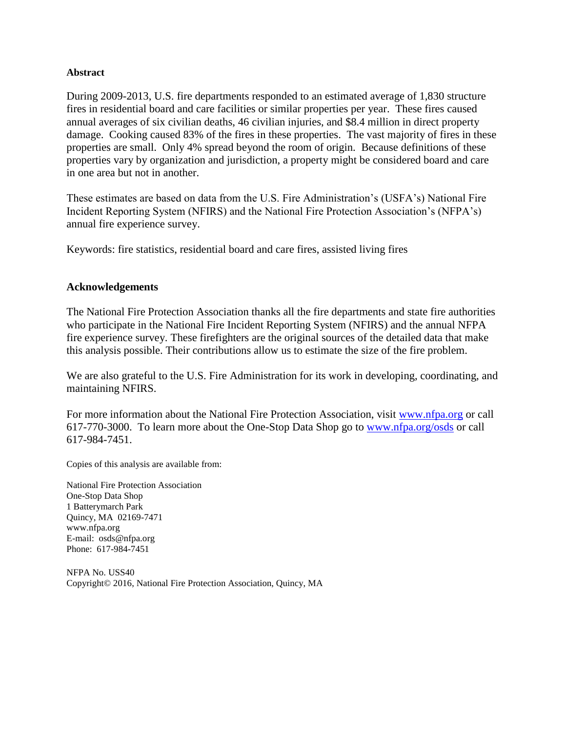## Abstract

During 2009-2013, U.S. fire departments responded to an estimated average of 1,830 structure fires in residential board and care facilities or similar properties per year. These fires caused annual averages of six civilian deaths, 46 civilian injuries, and $8.4 million in direct property damage. Cooking caused 83% of the fires in these properties. The vast majority of fires in these properties are small. Only 4% spread beyond the room of origin. Because definitions of these properties vary by organization and jurisdiction, a property might be considered board and care in one area but not in another.

These estimates are based on data from the U.S. Fire Administration's (USFA's) National Fire Incident Reporting System (NFIRS) and the National Fire Protection Association's (NFPA's) annual fire experience survey.

Keywords: fire statistics, residential board and care fires, assisted living fires

## Acknowledgements

The National Fire Protection Association thanks all the fire departments and state fire authorities who participate in the National Fire Incident Reporting System (NFIRS) and the annual NFPA fire experience survey. These firefighters are the original sources of the detailed data that make this analysis possible. Their contributions allow us to estimate the size of the fire problem.

We are also grateful to the U.S. Fire Administration for its work in developing, coordinating, and maintaining NFIRS.

For more information about the National Fire Protection Association, visit www.nfpa.org or call 617-770-3000. To learn more about the One-Stop Data Shop go to www.nfpa.org/osds or call 617-984-7451.

Copies of this analysis are available from:

National Fire Protection Association  
One-Stop Data Shop  
1 Batterymarch Park  
Quincy, MA 02169-7471  
www.nfpa.org  
E-mail: osds@nfpa.org  
Phone: 617-984-7451

NFPA No. USS40  
Copyright© 2016, National Fire Protection Association, Quincy, MA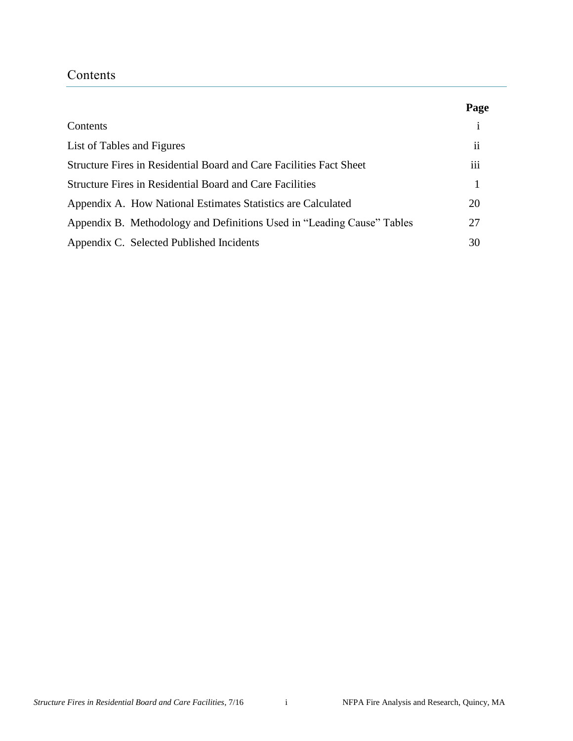# Contents

| | Page |
| --- | --- |
| Contents | i |
| List of Tables and Figures | ii |
| Structure Fires in Residential Board and Care Facilities Fact Sheet | iii |
| Structure Fires in Residential Board and Care Facilities | 1 |
| Appendix A. How National Estimates Statistics are Calculated | 20 |
| Appendix B. Methodology and Definitions Used in “Leading Cause” Tables | 27 |
| Appendix C. Selected Published Incidents | 30 |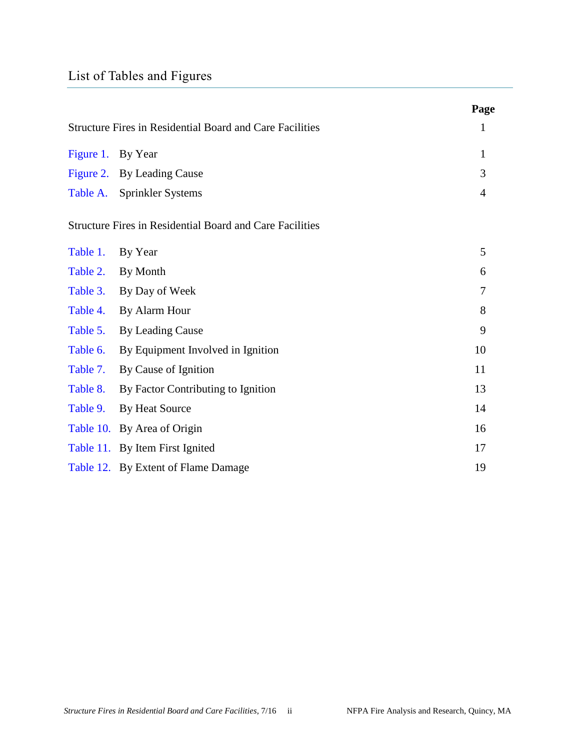## List of Tables and Figures

| | | Page |
|---|---|---|
| Structure Fires in Residential Board and Care Facilities | | 1 |
| Figure 1. | By Year | 1 |
| Figure 2. | By Leading Cause | 3 |
| Table A. | Sprinkler Systems | 4 |
| Structure Fires in Residential Board and Care Facilities | | |
| Table 1. | By Year | 5 |
| Table 2. | By Month | 6 |
| Table 3. | By Day of Week | 7 |
| Table 4. | By Alarm Hour | 8 |
| Table 5. | By Leading Cause | 9 |
| Table 6. | By Equipment Involved in Ignition | 10 |
| Table 7. | By Cause of Ignition | 11 |
| Table 8. | By Factor Contributing to Ignition | 13 |
| Table 9. | By Heat Source | 14 |
| Table 10. | By Area of Origin | 16 |
| Table 11. | By Item First Ignited | 17 |
| Table 12. | By Extent of Flame Damage | 19 |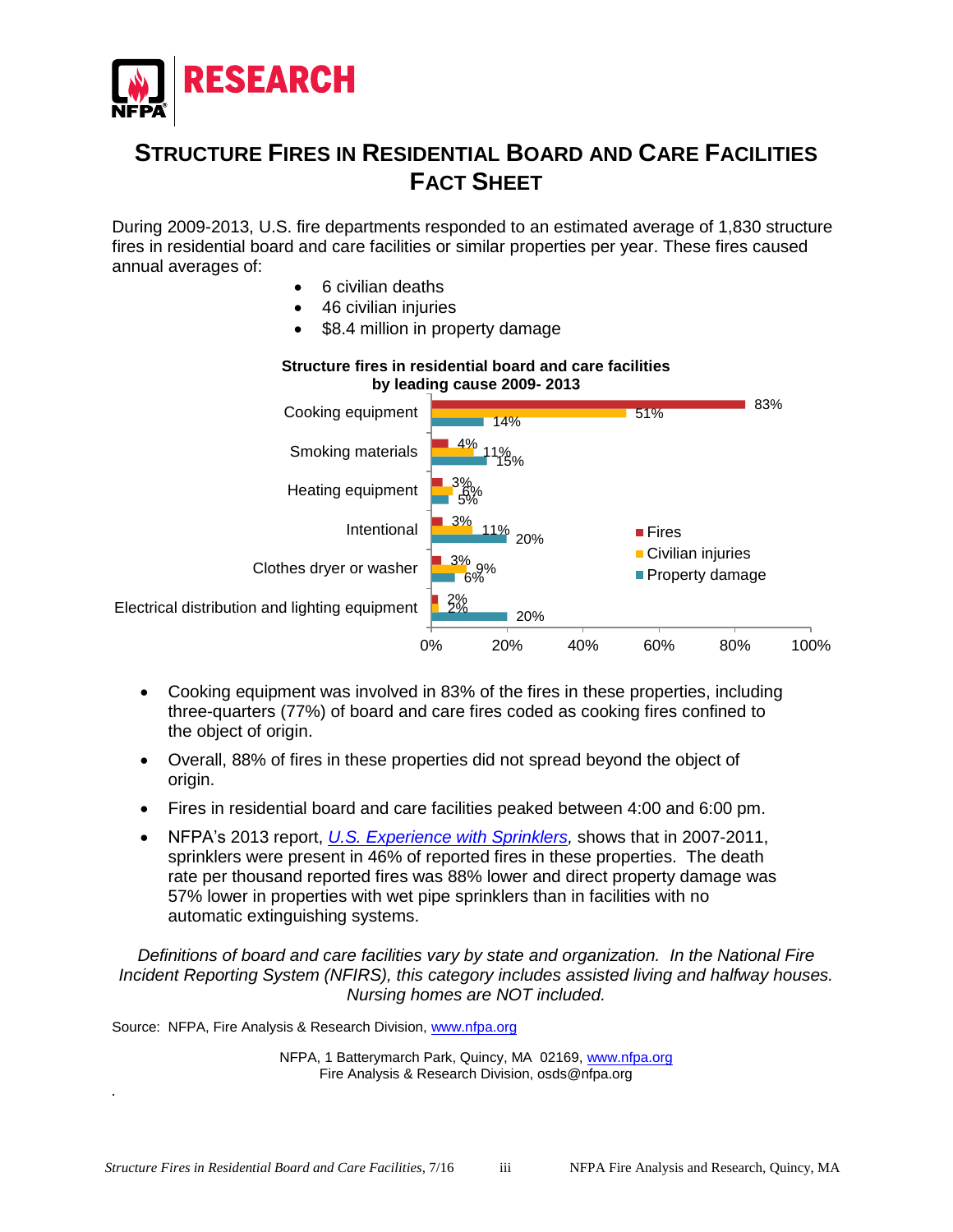# STRUCTURE FIRES IN RESIDENTIAL BOARD AND CARE FACILITIES FACT SHEET

During 2009-2013, U.S. fire departments responded to an estimated average of 1,830 structure fires in residential board and care facilities or similar properties per year. These fires caused annual averages of:

- 6 civilian deaths
- 46 civilian injuries
- $8.4 million in property damage

**Structure fires in residential board and care facilities by leading cause 2009- 2013**

Cooking equipment
83%
51%
14%

Smoking materials
4%
11%
15%

Heating equipment
3%
6%
5%

Intentional
3%
11%
20%

Clothes dryer or washer
3%
9%
6%

Electrical distribution and lighting equipment
2%
2%
20%

Fires
Civilian injuries
Property damage

0% 20% 40% 60% 80% 100%

- Cooking equipment was involved in 83% of the fires in these properties, including three-quarters (77%) of board and care fires coded as cooking fires confined to the object of origin.
- Overall, 88% of fires in these properties did not spread beyond the object of origin.
- Fires in residential board and care facilities peaked between 4:00 and 6:00 pm.
- NFPA's 2013 report, *U.S. Experience with Sprinklers*, shows that in 2007-2011, sprinklers were present in 46% of reported fires in these properties. The death rate per thousand reported fires was 88% lower and direct property damage was 57% lower in properties with wet pipe sprinklers than in facilities with no automatic extinguishing systems.

*Definitions of board and care facilities vary by state and organization. In the National Fire Incident Reporting System (NFIRS), this category includes assisted living and halfway houses. Nursing homes are NOT included.*

Source: NFPA, Fire Analysis & Research Division, www.nfpa.org

NFPA, 1 Batterymarch Park, Quincy, MA 02169, www.nfpa.org
Fire Analysis & Research Division, osds@nfpa.org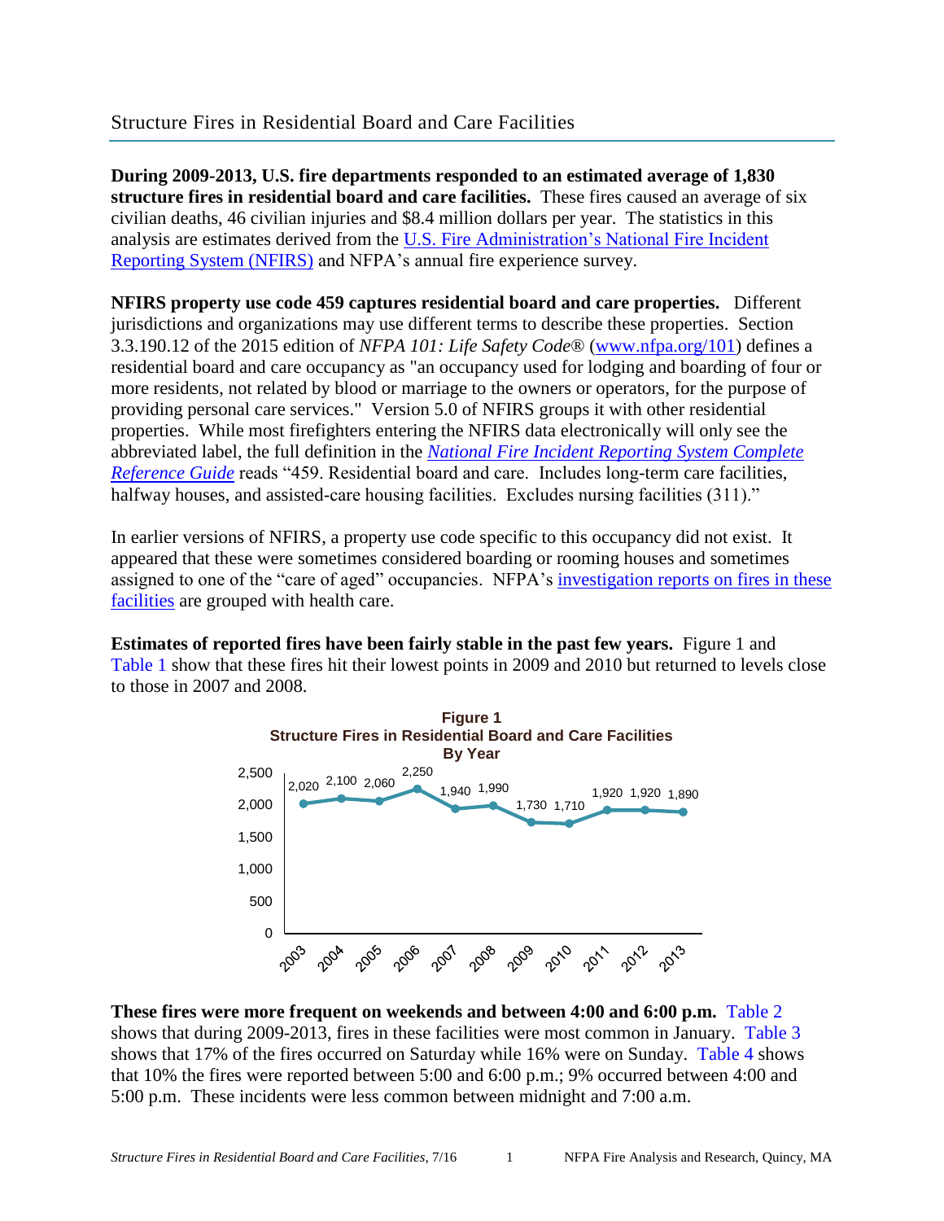Structure Fires in Residential Board and Care Facilities

**During 2009-2013, U.S. fire departments responded to an estimated average of 1,830 structure fires in residential board and care facilities.** These fires caused an average of six civilian deaths, 46 civilian injuries and $8.4 million dollars per year. The statistics in this analysis are estimates derived from the U.S. Fire Administration's National Fire Incident Reporting System (NFIRS) and NFPA's annual fire experience survey.

**NFIRS property use code 459 captures residential board and care properties.** Different jurisdictions and organizations may use different terms to describe these properties. Section 3.3.190.12 of the 2015 edition of *NFPA 101: Life Safety Code*® (www.nfpa.org/101) defines a residential board and care occupancy as "an occupancy used for lodging and boarding of four or more residents, not related by blood or marriage to the owners or operators, for the purpose of providing personal care services." Version 5.0 of NFIRS groups it with other residential properties. While most firefighters entering the NFIRS data electronically will only see the abbreviated label, the full definition in the *National Fire Incident Reporting System Complete Reference Guide* reads "459. Residential board and care. Includes long-term care facilities, halfway houses, and assisted-care housing facilities. Excludes nursing facilities (311)."

In earlier versions of NFIRS, a property use code specific to this occupancy did not exist. It appeared that these were sometimes considered boarding or rooming houses and sometimes assigned to one of the "care of aged" occupancies. NFPA's investigation reports on fires in these facilities are grouped with health care.

**Estimates of reported fires have been fairly stable in the past few years.** Figure 1 and Table 1 show that these fires hit their lowest points in 2009 and 2010 but returned to levels close to those in 2007 and 2008.

**Figure 1**
**Structure Fires in Residential Board and Care Facilities**
**By Year**

2,020 2,100 2,060 2,250 1,940 1,990 1,730 1,710 1,920 1,920 1,890

2,500
2,000
1,500
1,000
500
0

2003 2004 2005 2006 2007 2008 2009 2010 2011 2012 2013

**These fires were more frequent on weekends and between 4:00 and 6:00 p.m.** Table 2 shows that during 2009-2013, fires in these facilities were most common in January. Table 3 shows that 17% of the fires occurred on Saturday while 16% were on Sunday. Table 4 shows that 10% the fires were reported between 5:00 and 6:00 p.m.; 9% occurred between 4:00 and 5:00 p.m. These incidents were less common between midnight and 7:00 a.m.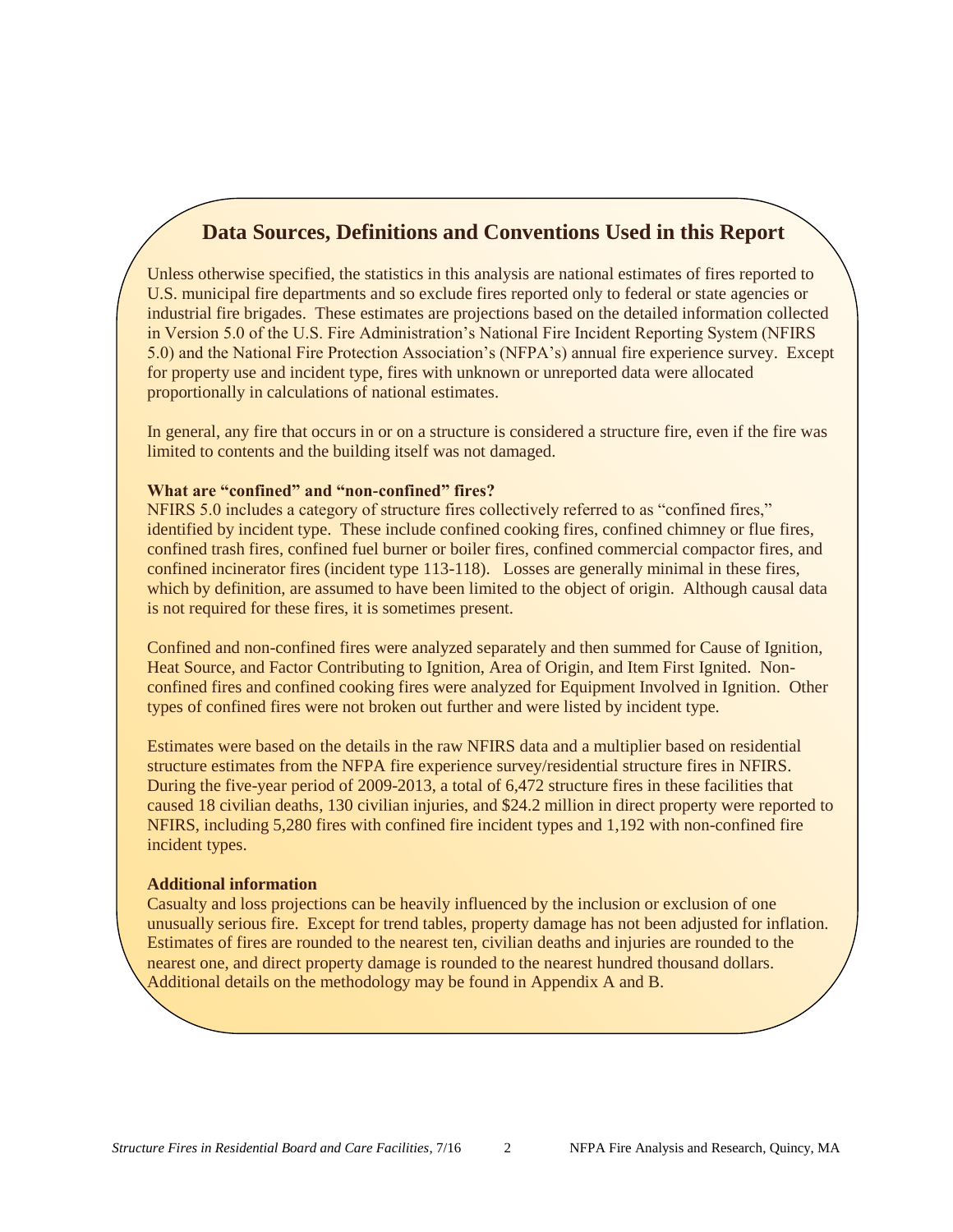## Data Sources, Definitions and Conventions Used in this Report

Unless otherwise specified, the statistics in this analysis are national estimates of fires reported to U.S. municipal fire departments and so exclude fires reported only to federal or state agencies or industrial fire brigades. These estimates are projections based on the detailed information collected in Version 5.0 of the U.S. Fire Administration's National Fire Incident Reporting System (NFIRS 5.0) and the National Fire Protection Association's (NFPA's) annual fire experience survey. Except for property use and incident type, fires with unknown or unreported data were allocated proportionally in calculations of national estimates.

In general, any fire that occurs in or on a structure is considered a structure fire, even if the fire was limited to contents and the building itself was not damaged.

**What are "confined" and "non-confined" fires?**

NFIRS 5.0 includes a category of structure fires collectively referred to as "confined fires," identified by incident type. These include confined cooking fires, confined chimney or flue fires, confined trash fires, confined fuel burner or boiler fires, confined commercial compactor fires, and confined incinerator fires (incident type 113-118). Losses are generally minimal in these fires, which by definition, are assumed to have been limited to the object of origin. Although causal data is not required for these fires, it is sometimes present.

Confined and non-confined fires were analyzed separately and then summed for Cause of Ignition, Heat Source, and Factor Contributing to Ignition, Area of Origin, and Item First Ignited. Non-confined fires and confined cooking fires were analyzed for Equipment Involved in Ignition. Other types of confined fires were not broken out further and were listed by incident type.

Estimates were based on the details in the raw NFIRS data and a multiplier based on residential structure estimates from the NFPA fire experience survey/residential structure fires in NFIRS. During the five-year period of 2009-2013, a total of 6,472 structure fires in these facilities that caused 18 civilian deaths, 130 civilian injuries, and $24.2 million in direct property were reported to NFIRS, including 5,280 fires with confined fire incident types and 1,192 with non-confined fire incident types.

**Additional information**

Casualty and loss projections can be heavily influenced by the inclusion or exclusion of one unusually serious fire. Except for trend tables, property damage has not been adjusted for inflation. Estimates of fires are rounded to the nearest ten, civilian deaths and injuries are rounded to the nearest one, and direct property damage is rounded to the nearest hundred thousand dollars. Additional details on the methodology may be found in Appendix A and B.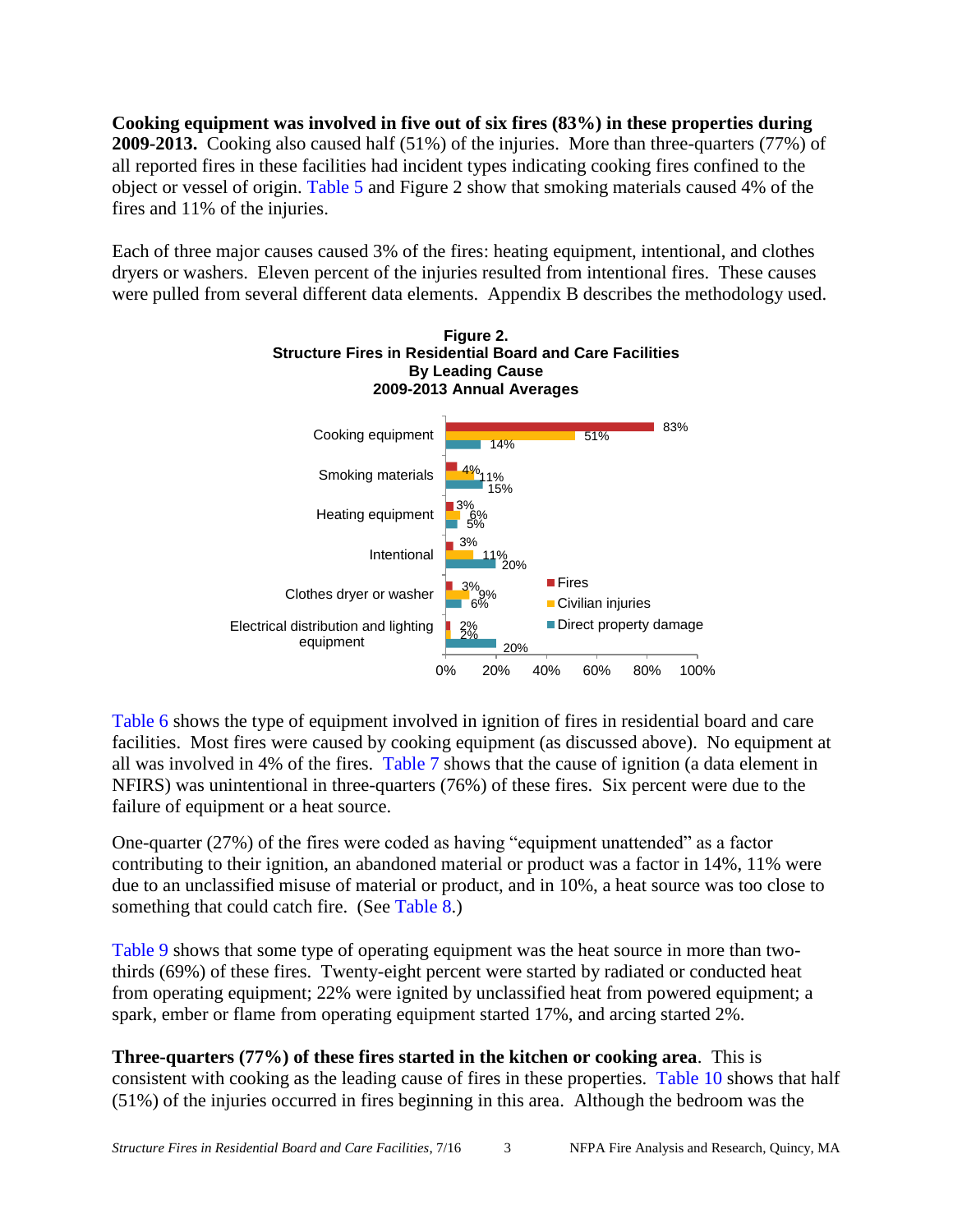**Cooking equipment was involved in five out of six fires (83%) in these properties during 2009-2013.** Cooking also caused half (51%) of the injuries. More than three-quarters (77%) of all reported fires in these facilities had incident types indicating cooking fires confined to the object or vessel of origin. Table 5 and Figure 2 show that smoking materials caused 4% of the fires and 11% of the injuries.

Each of three major causes caused 3% of the fires: heating equipment, intentional, and clothes dryers or washers. Eleven percent of the injuries resulted from intentional fires. These causes were pulled from several different data elements. Appendix B describes the methodology used.

**Figure 2.**
**Structure Fires in Residential Board and Care Facilities**
**By Leading Cause**
**2009-2013 Annual Averages**

Cooking equipment: 83%, 51%, 14%
Smoking materials: 4%, 11%, 15%
Heating equipment: 3%, 6%, 5%
Intentional: 3%, 11%, 20%
Clothes dryer or washer: 3%, 9%, 6%
Electrical distribution and lighting equipment: 2%, 2%, 20%

Fires
Civilian injuries
Direct property damage

0% 20% 40% 60% 80% 100%

Table 6 shows the type of equipment involved in ignition of fires in residential board and care facilities. Most fires were caused by cooking equipment (as discussed above). No equipment at all was involved in 4% of the fires. Table 7 shows that the cause of ignition (a data element in NFIRS) was unintentional in three-quarters (76%) of these fires. Six percent were due to the failure of equipment or a heat source.

One-quarter (27%) of the fires were coded as having "equipment unattended" as a factor contributing to their ignition, an abandoned material or product was a factor in 14%, 11% were due to an unclassified misuse of material or product, and in 10%, a heat source was too close to something that could catch fire. (See Table 8.)

Table 9 shows that some type of operating equipment was the heat source in more than two-thirds (69%) of these fires. Twenty-eight percent were started by radiated or conducted heat from operating equipment; 22% were ignited by unclassified heat from powered equipment; a spark, ember or flame from operating equipment started 17%, and arcing started 2%.

**Three-quarters (77%) of these fires started in the kitchen or cooking area**. This is consistent with cooking as the leading cause of fires in these properties. Table 10 shows that half (51%) of the injuries occurred in fires beginning in this area. Although the bedroom was the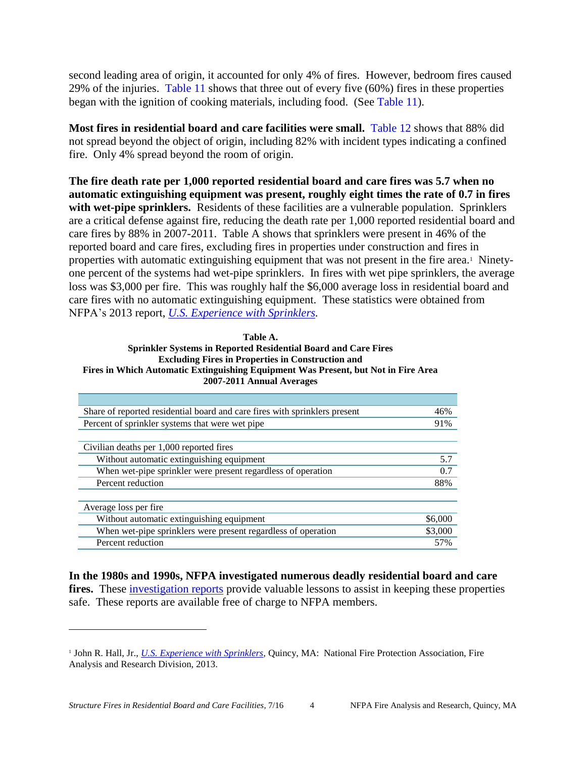second leading area of origin, it accounted for only 4% of fires. However, bedroom fires caused 29% of the injuries. Table 11 shows that three out of every five (60%) fires in these properties began with the ignition of cooking materials, including food. (See Table 11).

**Most fires in residential board and care facilities were small.** Table 12 shows that 88% did not spread beyond the object of origin, including 82% with incident types indicating a confined fire. Only 4% spread beyond the room of origin.

**The fire death rate per 1,000 reported residential board and care fires was 5.7 when no automatic extinguishing equipment was present, roughly eight times the rate of 0.7 in fires with wet-pipe sprinklers.** Residents of these facilities are a vulnerable population. Sprinklers are a critical defense against fire, reducing the death rate per 1,000 reported residential board and care fires by 88% in 2007-2011. Table A shows that sprinklers were present in 46% of the reported board and care fires, excluding fires in properties under construction and fires in properties with automatic extinguishing equipment that was not present in the fire area.[1] Ninety-one percent of the systems had wet-pipe sprinklers. In fires with wet pipe sprinklers, the average loss was $3,000 per fire. This was roughly half the $6,000 average loss in residential board and care fires with no automatic extinguishing equipment. These statistics were obtained from NFPA's 2013 report, *U.S. Experience with Sprinklers*.

**Table A.**
**Sprinkler Systems in Reported Residential Board and Care Fires**
**Excluding Fires in Properties in Construction and**
**Fires in Which Automatic Extinguishing Equipment Was Present, but Not in Fire Area**
**2007-2011 Annual Averages**

| | |
|---|---|
| Share of reported residential board and care fires with sprinklers present | 46% |
| Percent of sprinkler systems that were wet pipe | 91% |
| | |
| Civilian deaths per 1,000 reported fires | |
| Without automatic extinguishing equipment | 5.7 |
| When wet-pipe sprinkler were present regardless of operation | 0.7 |
| Percent reduction | 88% |
| | |
| Average loss per fire | |
| Without automatic extinguishing equipment | $6,000 |
| When wet-pipe sprinklers were present regardless of operation | $3,000 |
| Percent reduction | 57% |

**In the 1980s and 1990s, NFPA investigated numerous deadly residential board and care fires.** These investigation reports provide valuable lessons to assist in keeping these properties safe. These reports are available free of charge to NFPA members.

---

[1] John R. Hall, Jr., *U.S. Experience with Sprinklers*, Quincy, MA: National Fire Protection Association, Fire Analysis and Research Division, 2013.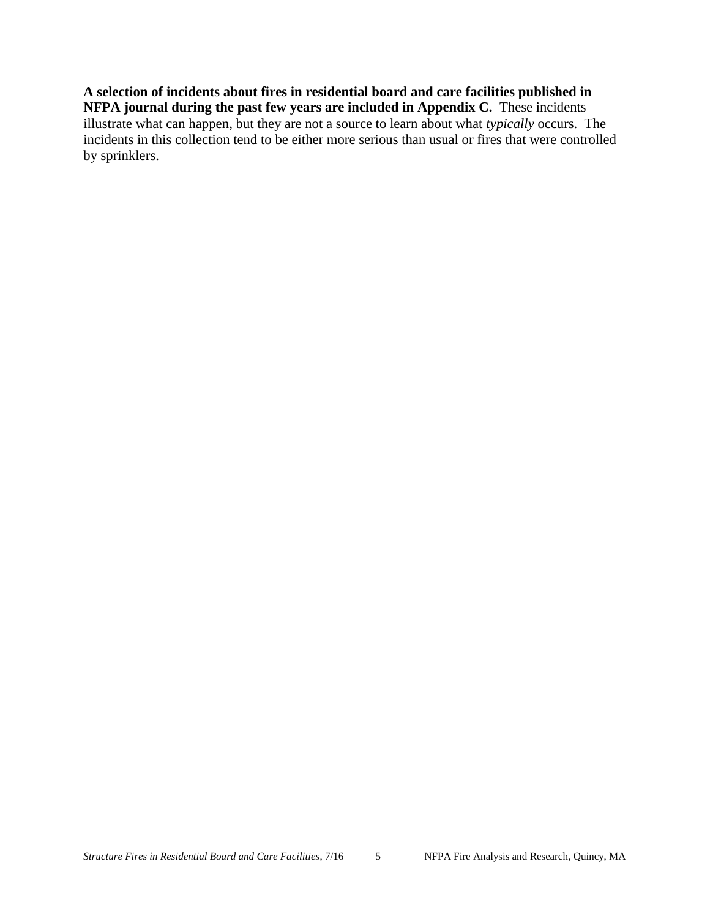**A selection of incidents about fires in residential board and care facilities published in NFPA journal during the past few years are included in Appendix C.** These incidents illustrate what can happen, but they are not a source to learn about what *typically* occurs. The incidents in this collection tend to be either more serious than usual or fires that were controlled by sprinklers.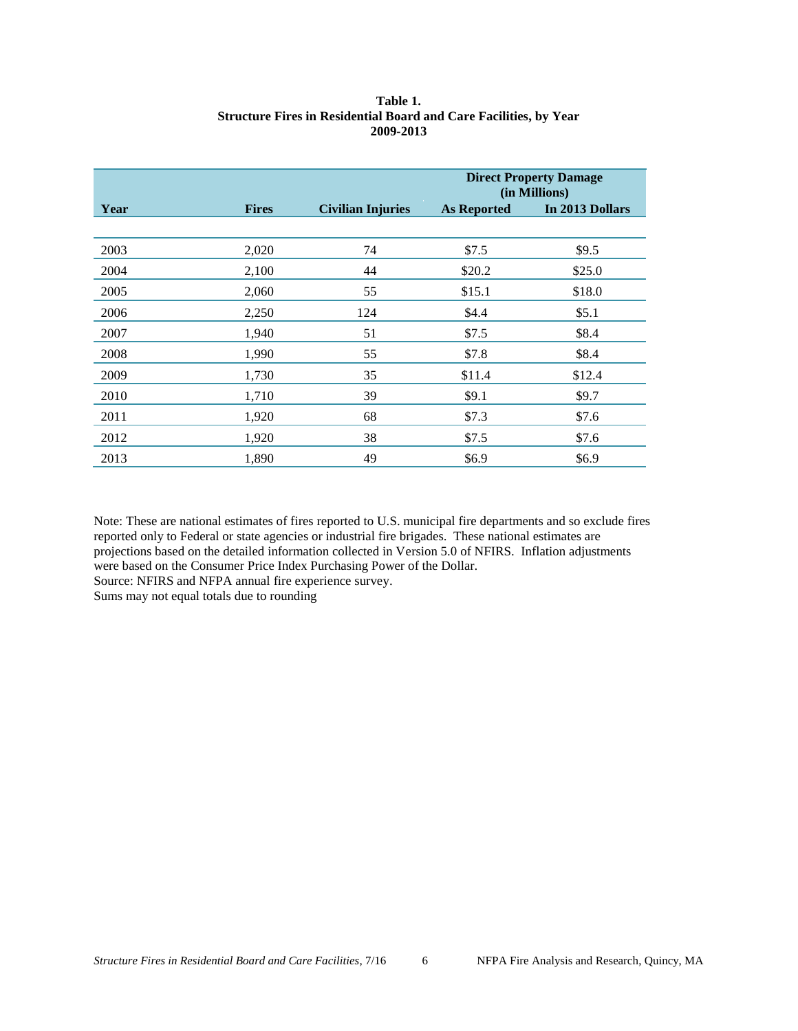**Table 1.**
**Structure Fires in Residential Board and Care Facilities, by Year**
**2009-2013**

| | | | Direct Property Damage (in Millions) | |
|---|---|---|---|---|
| **Year** | **Fires** | **Civilian Injuries** | **As Reported** | **In 2013 Dollars** |
| 2003 | 2,020 | 74 | $7.5 | $9.5 |
| 2004 | 2,100 | 44 | $20.2 | $25.0 |
| 2005 | 2,060 | 55 | $15.1 | $18.0 |
| 2006 | 2,250 | 124 | $4.4 | $5.1 |
| 2007 | 1,940 | 51 | $7.5 | $8.4 |
| 2008 | 1,990 | 55 | $7.8 | $8.4 |
| 2009 | 1,730 | 35 | $11.4 | $12.4 |
| 2010 | 1,710 | 39 | $9.1 | $9.7 |
| 2011 | 1,920 | 68 | $7.3 | $7.6 |
| 2012 | 1,920 | 38 | $7.5 | $7.6 |
| 2013 | 1,890 | 49 | $6.9 | $6.9 |

Note: These are national estimates of fires reported to U.S. municipal fire departments and so exclude fires reported only to Federal or state agencies or industrial fire brigades. These national estimates are projections based on the detailed information collected in Version 5.0 of NFIRS. Inflation adjustments were based on the Consumer Price Index Purchasing Power of the Dollar.
Source: NFIRS and NFPA annual fire experience survey.
Sums may not equal totals due to rounding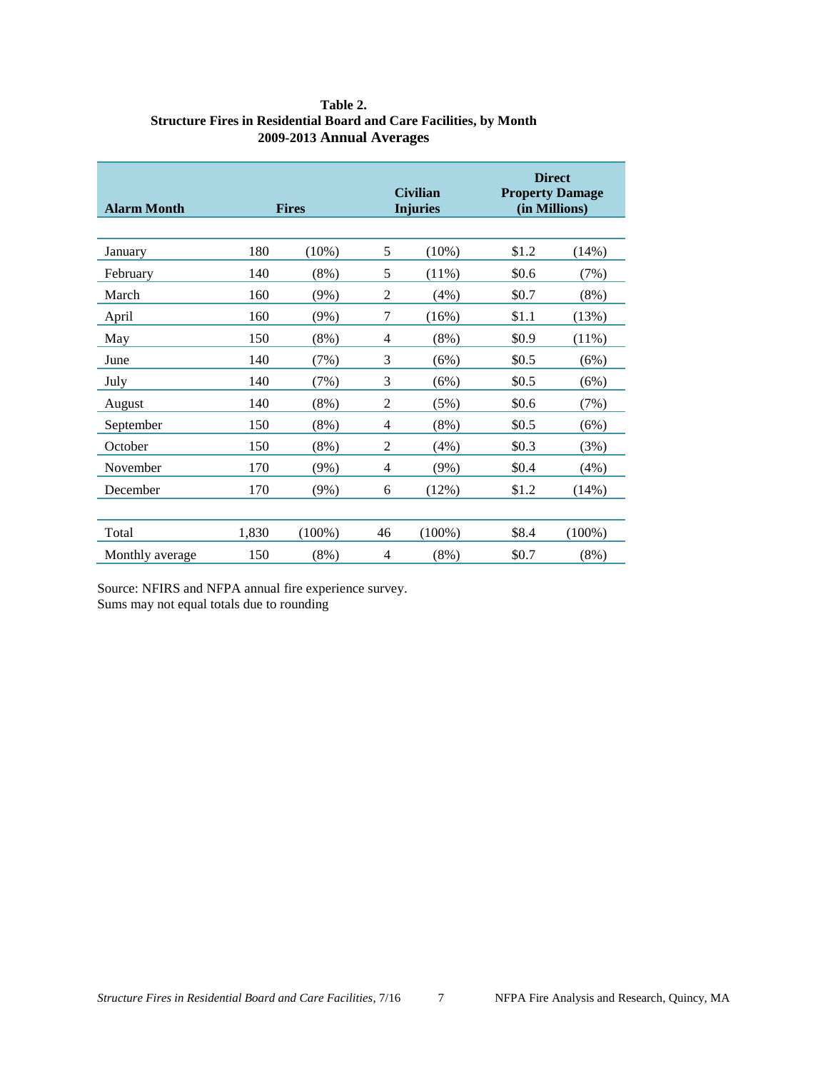**Table 2.**
**Structure Fires in Residential Board and Care Facilities, by Month**
**2009-2013 Annual Averages**

| Alarm Month | Fires | | Civilian Injuries | | Direct Property Damage (in Millions) | |
|---|---|---|---|---|---|---|
| January | 180 | (10%) | 5 | (10%) | $1.2 | (14%) |
| February | 140 | (8%) | 5 | (11%) | $0.6 | (7%) |
| March | 160 | (9%) | 2 | (4%) | $0.7 | (8%) |
| April | 160 | (9%) | 7 | (16%) | $1.1 | (13%) |
| May | 150 | (8%) | 4 | (8%) | $0.9 | (11%) |
| June | 140 | (7%) | 3 | (6%) | $0.5 | (6%) |
| July | 140 | (7%) | 3 | (6%) | $0.5 | (6%) |
| August | 140 | (8%) | 2 | (5%) | $0.6 | (7%) |
| September | 150 | (8%) | 4 | (8%) | $0.5 | (6%) |
| October | 150 | (8%) | 2 | (4%) | $0.3 | (3%) |
| November | 170 | (9%) | 4 | (9%) | $0.4 | (4%) |
| December | 170 | (9%) | 6 | (12%) | $1.2 | (14%) |
| Total | 1,830 | (100%) | 46 | (100%) | $8.4 | (100%) |
| Monthly average | 150 | (8%) | 4 | (8%) | $0.7 | (8%) |

Source: NFIRS and NFPA annual fire experience survey.
Sums may not equal totals due to rounding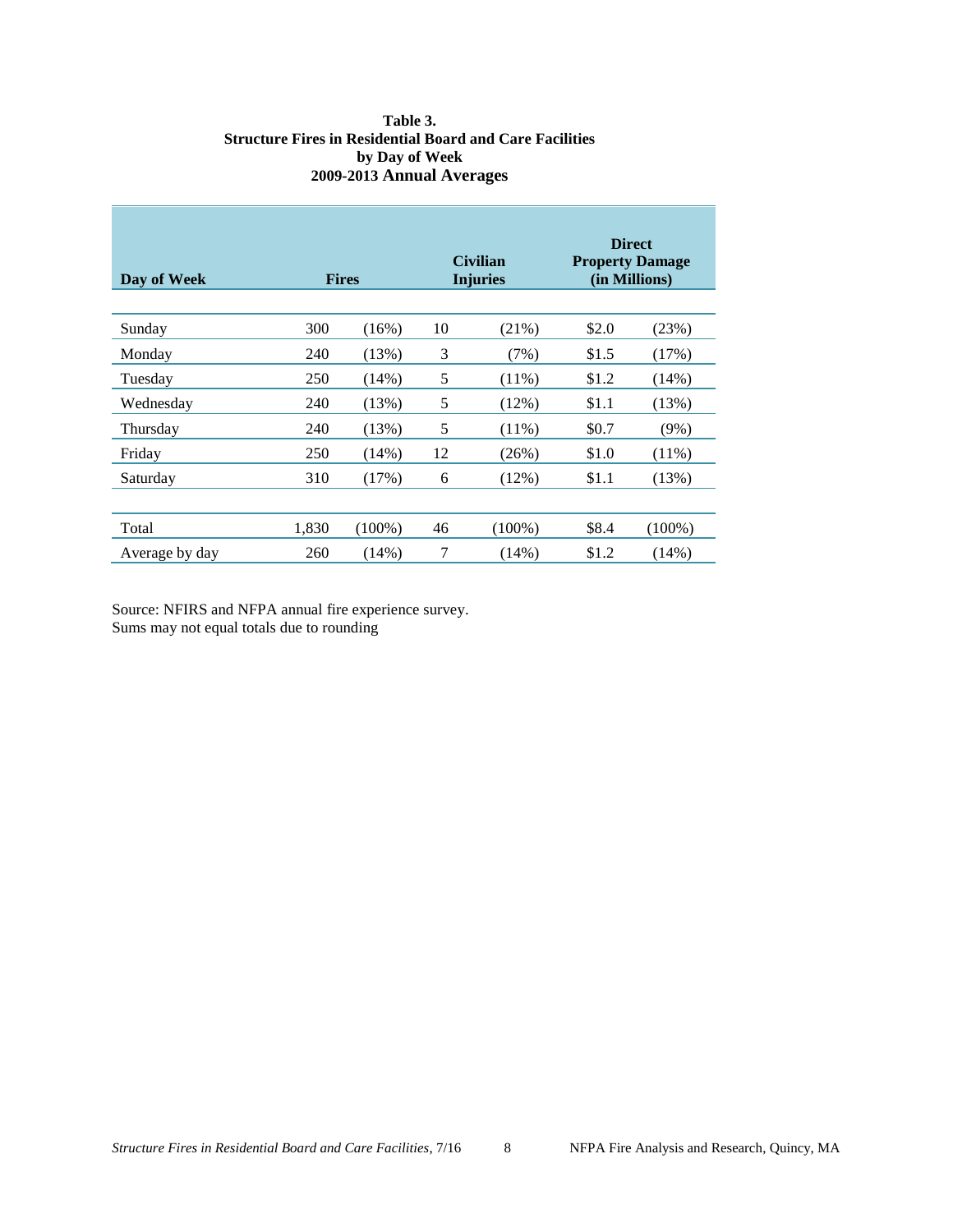**Table 3.**
**Structure Fires in Residential Board and Care Facilities**
**by Day of Week**
**2009-2013 Annual Averages**

| Day of Week | Fires | | Civilian Injuries | | Direct Property Damage (in Millions) | |
|---|---|---|---|---|---|---|
| Sunday | 300 | (16%) | 10 | (21%) | $2.0 | (23%) |
| Monday | 240 | (13%) | 3 | (7%) | $1.5 | (17%) |
| Tuesday | 250 | (14%) | 5 | (11%) | $1.2 | (14%) |
| Wednesday | 240 | (13%) | 5 | (12%) | $1.1 | (13%) |
| Thursday | 240 | (13%) | 5 | (11%) | $0.7 | (9%) |
| Friday | 250 | (14%) | 12 | (26%) | $1.0 | (11%) |
| Saturday | 310 | (17%) | 6 | (12%) | $1.1 | (13%) |
| Total | 1,830 | (100%) | 46 | (100%) | $8.4 | (100%) |
| Average by day | 260 | (14%) | 7 | (14%) | $1.2 | (14%) |

Source: NFIRS and NFPA annual fire experience survey.
Sums may not equal totals due to rounding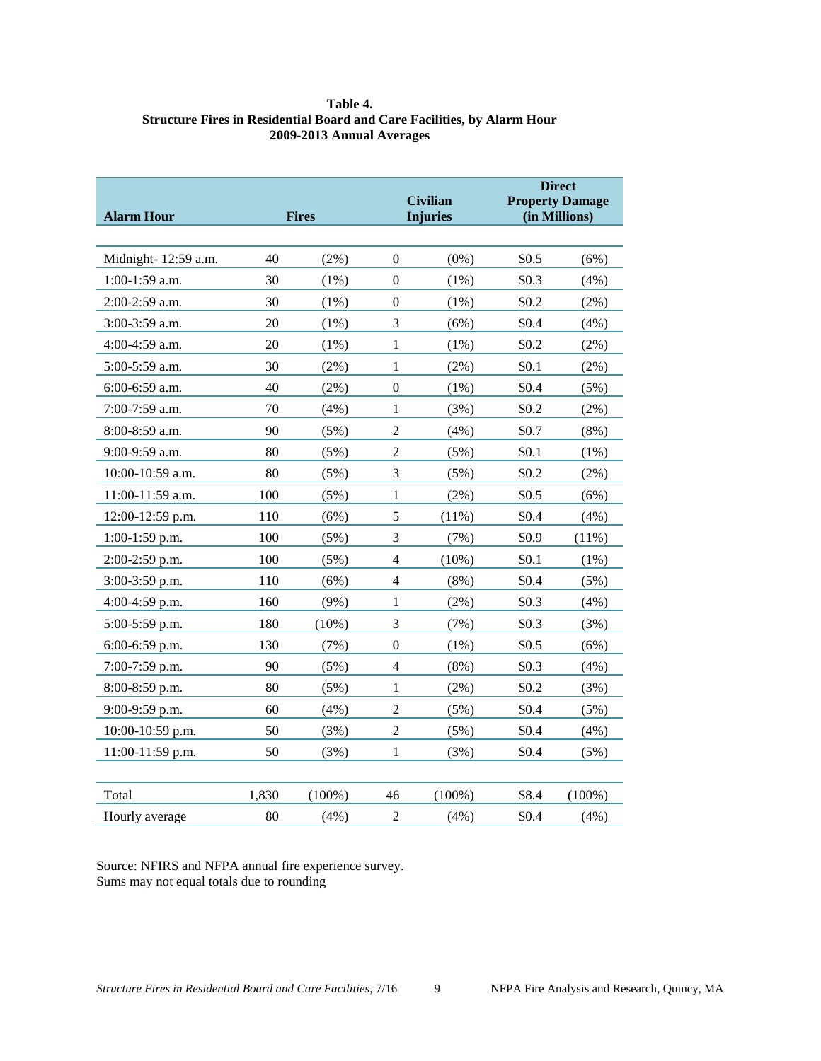**Table 4.**
**Structure Fires in Residential Board and Care Facilities, by Alarm Hour**
**2009-2013 Annual Averages**

| Alarm Hour | Fires | | Civilian Injuries | | Direct Property Damage (in Millions) | |
|---|---|---|---|---|---|---|
| Midnight- 12:59 a.m. | 40 | (2%) | 0 | (0%) | $0.5 | (6%) |
| 1:00-1:59 a.m. | 30 | (1%) | 0 | (1%) | $0.3 | (4%) |
| 2:00-2:59 a.m. | 30 | (1%) | 0 | (1%) | $0.2 | (2%) |
| 3:00-3:59 a.m. | 20 | (1%) | 3 | (6%) | $0.4 | (4%) |
| 4:00-4:59 a.m. | 20 | (1%) | 1 | (1%) | $0.2 | (2%) |
| 5:00-5:59 a.m. | 30 | (2%) | 1 | (2%) | $0.1 | (2%) |
| 6:00-6:59 a.m. | 40 | (2%) | 0 | (1%) | $0.4 | (5%) |
| 7:00-7:59 a.m. | 70 | (4%) | 1 | (3%) | $0.2 | (2%) |
| 8:00-8:59 a.m. | 90 | (5%) | 2 | (4%) | $0.7 | (8%) |
| 9:00-9:59 a.m. | 80 | (5%) | 2 | (5%) | $0.1 | (1%) |
| 10:00-10:59 a.m. | 80 | (5%) | 3 | (5%) | $0.2 | (2%) |
| 11:00-11:59 a.m. | 100 | (5%) | 1 | (2%) | $0.5 | (6%) |
| 12:00-12:59 p.m. | 110 | (6%) | 5 | (11%) | $0.4 | (4%) |
| 1:00-1:59 p.m. | 100 | (5%) | 3 | (7%) | $0.9 | (11%) |
| 2:00-2:59 p.m. | 100 | (5%) | 4 | (10%) | $0.1 | (1%) |
| 3:00-3:59 p.m. | 110 | (6%) | 4 | (8%) | $0.4 | (5%) |
| 4:00-4:59 p.m. | 160 | (9%) | 1 | (2%) | $0.3 | (4%) |
| 5:00-5:59 p.m. | 180 | (10%) | 3 | (7%) | $0.3 | (3%) |
| 6:00-6:59 p.m. | 130 | (7%) | 0 | (1%) | $0.5 | (6%) |
| 7:00-7:59 p.m. | 90 | (5%) | 4 | (8%) | $0.3 | (4%) |
| 8:00-8:59 p.m. | 80 | (5%) | 1 | (2%) | $0.2 | (3%) |
| 9:00-9:59 p.m. | 60 | (4%) | 2 | (5%) | $0.4 | (5%) |
| 10:00-10:59 p.m. | 50 | (3%) | 2 | (5%) | $0.4 | (4%) |
| 11:00-11:59 p.m. | 50 | (3%) | 1 | (3%) | $0.4 | (5%) |
| Total | 1,830 | (100%) | 46 | (100%) | $8.4 | (100%) |
| Hourly average | 80 | (4%) | 2 | (4%) | $0.4 | (4%) |

Source: NFIRS and NFPA annual fire experience survey.
Sums may not equal totals due to rounding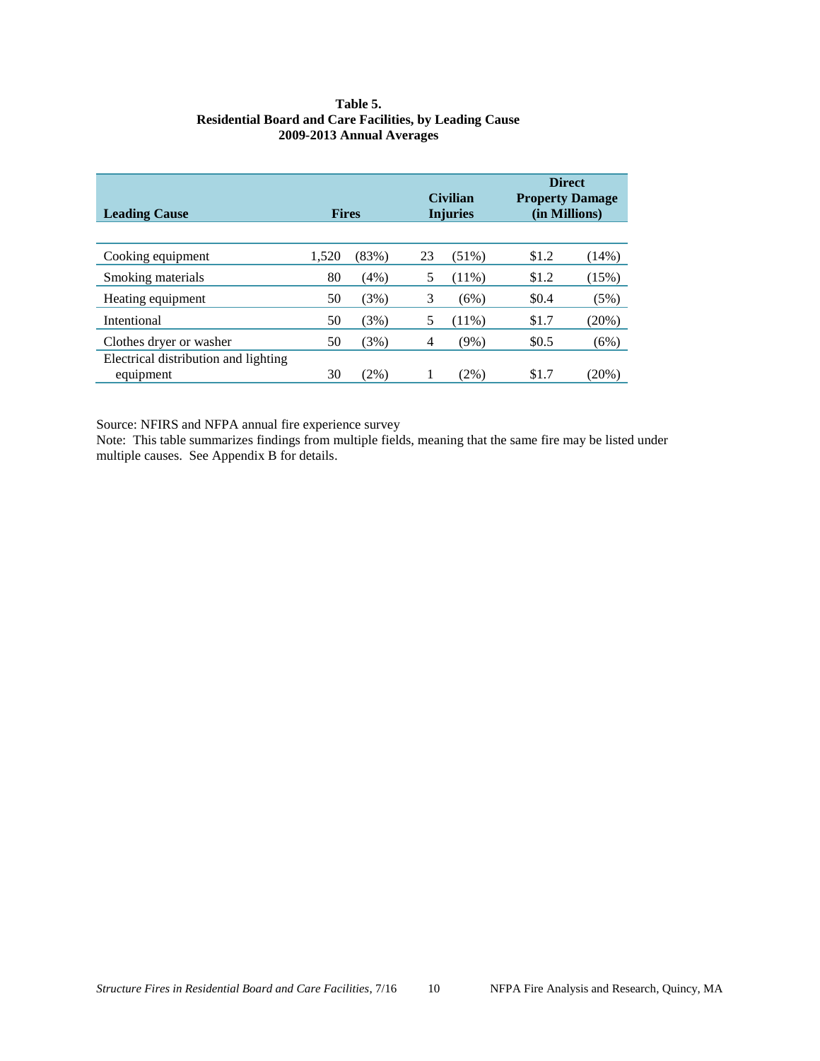**Table 5.**
**Residential Board and Care Facilities, by Leading Cause**
**2009-2013 Annual Averages**

| Leading Cause | Fires | | Civilian Injuries | | Direct Property Damage (in Millions) | |
|---|---|---|---|---|---|---|
| Cooking equipment | 1,520 | (83%) | 23 | (51%) | $1.2 | (14%) |
| Smoking materials | 80 | (4%) | 5 | (11%) | $1.2 | (15%) |
| Heating equipment | 50 | (3%) | 3 | (6%) | $0.4 | (5%) |
| Intentional | 50 | (3%) | 5 | (11%) | $1.7 | (20%) |
| Clothes dryer or washer | 50 | (3%) | 4 | (9%) | $0.5 | (6%) |
| Electrical distribution and lighting equipment | 30 | (2%) | 1 | (2%) | $1.7 | (20%) |

Source: NFIRS and NFPA annual fire experience survey
Note: This table summarizes findings from multiple fields, meaning that the same fire may be listed under multiple causes. See Appendix B for details.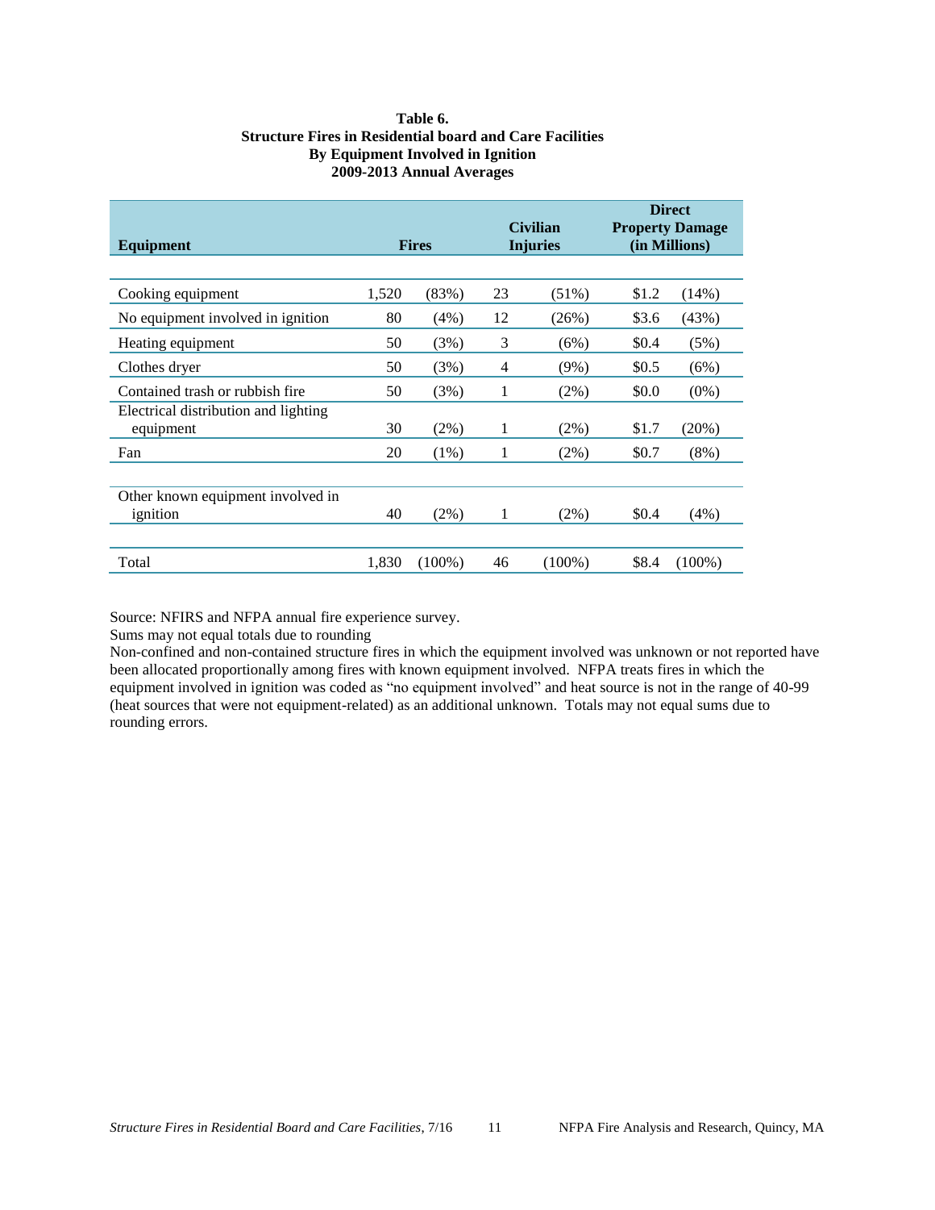**Table 6.**
**Structure Fires in Residential board and Care Facilities**
**By Equipment Involved in Ignition**
**2009-2013 Annual Averages**

| Equipment | Fires | | Civilian Injuries | | Direct Property Damage (in Millions) | |
|---|---|---|---|---|---|---|
| Cooking equipment | 1,520 | (83%) | 23 | (51%) | $1.2 | (14%) |
| No equipment involved in ignition | 80 | (4%) | 12 | (26%) | $3.6 | (43%) |
| Heating equipment | 50 | (3%) | 3 | (6%) | $0.4 | (5%) |
| Clothes dryer | 50 | (3%) | 4 | (9%) | $0.5 | (6%) |
| Contained trash or rubbish fire | 50 | (3%) | 1 | (2%) | $0.0 | (0%) |
| Electrical distribution and lighting equipment | 30 | (2%) | 1 | (2%) | $1.7 | (20%) |
| Fan | 20 | (1%) | 1 | (2%) | $0.7 | (8%) |
| Other known equipment involved in ignition | 40 | (2%) | 1 | (2%) | $0.4 | (4%) |
| Total | 1,830 | (100%) | 46 | (100%) | $8.4 | (100%) |

Source: NFIRS and NFPA annual fire experience survey.

Sums may not equal totals due to rounding

Non-confined and non-contained structure fires in which the equipment involved was unknown or not reported have been allocated proportionally among fires with known equipment involved. NFPA treats fires in which the equipment involved in ignition was coded as "no equipment involved" and heat source is not in the range of 40-99 (heat sources that were not equipment-related) as an additional unknown. Totals may not equal sums due to rounding errors.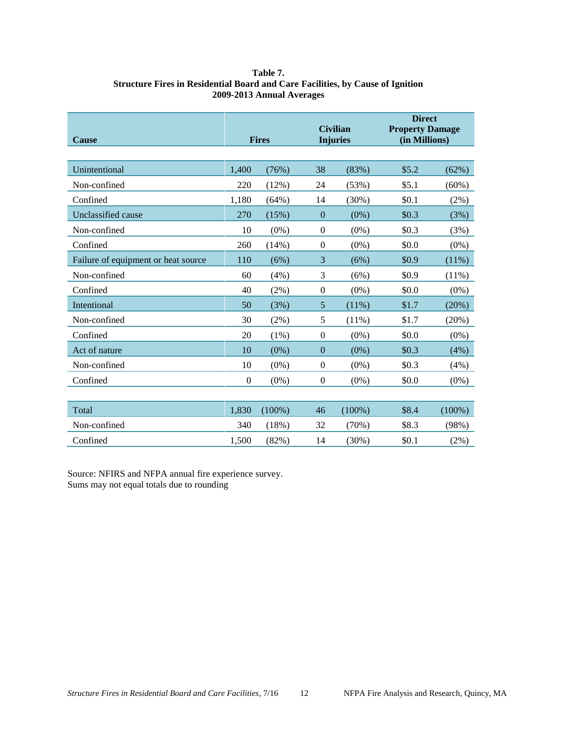**Table 7.**
**Structure Fires in Residential Board and Care Facilities, by Cause of Ignition**
**2009-2013 Annual Averages**

| Cause | Fires | | Civilian Injuries | | Direct Property Damage (in Millions) | |
|---|---|---|---|---|---|---|
| Unintentional | 1,400 | (76%) | 38 | (83%) | $5.2 | (62%) |
| Non-confined | 220 | (12%) | 24 | (53%) | $5.1 | (60%) |
| Confined | 1,180 | (64%) | 14 | (30%) | $0.1 | (2%) |
| Unclassified cause | 270 | (15%) | 0 | (0%) | $0.3 | (3%) |
| Non-confined | 10 | (0%) | 0 | (0%) | $0.3 | (3%) |
| Confined | 260 | (14%) | 0 | (0%) | $0.0 | (0%) |
| Failure of equipment or heat source | 110 | (6%) | 3 | (6%) | $0.9 | (11%) |
| Non-confined | 60 | (4%) | 3 | (6%) | $0.9 | (11%) |
| Confined | 40 | (2%) | 0 | (0%) | $0.0 | (0%) |
| Intentional | 50 | (3%) | 5 | (11%) | $1.7 | (20%) |
| Non-confined | 30 | (2%) | 5 | (11%) | $1.7 | (20%) |
| Confined | 20 | (1%) | 0 | (0%) | $0.0 | (0%) |
| Act of nature | 10 | (0%) | 0 | (0%) | $0.3 | (4%) |
| Non-confined | 10 | (0%) | 0 | (0%) | $0.3 | (4%) |
| Confined | 0 | (0%) | 0 | (0%) | $0.0 | (0%) |
| Total | 1,830 | (100%) | 46 | (100%) | $8.4 | (100%) |
| Non-confined | 340 | (18%) | 32 | (70%) | $8.3 | (98%) |
| Confined | 1,500 | (82%) | 14 | (30%) | $0.1 | (2%) |

Source: NFIRS and NFPA annual fire experience survey.
Sums may not equal totals due to rounding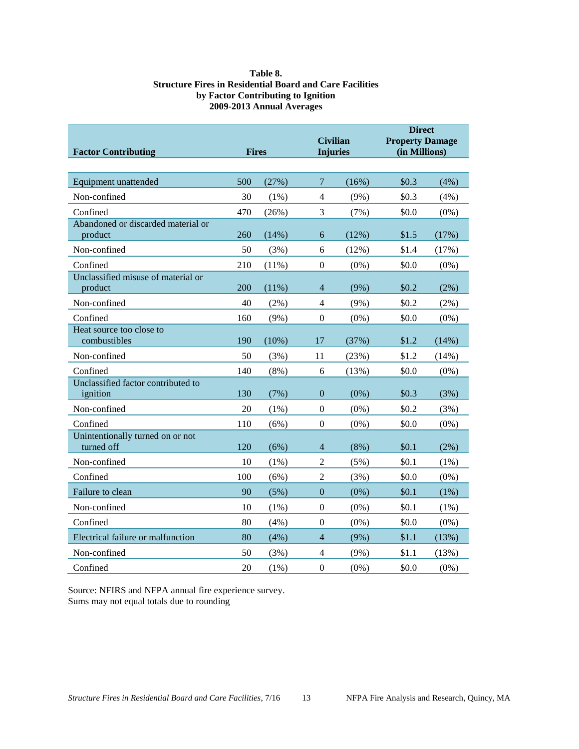**Table 8.**
**Structure Fires in Residential Board and Care Facilities**
**by Factor Contributing to Ignition**
**2009-2013 Annual Averages**

| Factor Contributing | Fires | | Civilian Injuries | | Direct Property Damage (in Millions) | |
|---|---|---|---|---|---|---|
| Equipment unattended | 500 | (27%) | 7 | (16%) | $0.3 | (4%) |
| Non-confined | 30 | (1%) | 4 | (9%) | $0.3 | (4%) |
| Confined | 470 | (26%) | 3 | (7%) | $0.0 | (0%) |
| Abandoned or discarded material or product | 260 | (14%) | 6 | (12%) | $1.5 | (17%) |
| Non-confined | 50 | (3%) | 6 | (12%) | $1.4 | (17%) |
| Confined | 210 | (11%) | 0 | (0%) | $0.0 | (0%) |
| Unclassified misuse of material or product | 200 | (11%) | 4 | (9%) | $0.2 | (2%) |
| Non-confined | 40 | (2%) | 4 | (9%) | $0.2 | (2%) |
| Confined | 160 | (9%) | 0 | (0%) | $0.0 | (0%) |
| Heat source too close to combustibles | 190 | (10%) | 17 | (37%) | $1.2 | (14%) |
| Non-confined | 50 | (3%) | 11 | (23%) | $1.2 | (14%) |
| Confined | 140 | (8%) | 6 | (13%) | $0.0 | (0%) |
| Unclassified factor contributed to ignition | 130 | (7%) | 0 | (0%) | $0.3 | (3%) |
| Non-confined | 20 | (1%) | 0 | (0%) | $0.2 | (3%) |
| Confined | 110 | (6%) | 0 | (0%) | $0.0 | (0%) |
| Unintentionally turned on or not turned off | 120 | (6%) | 4 | (8%) | $0.1 | (2%) |
| Non-confined | 10 | (1%) | 2 | (5%) | $0.1 | (1%) |
| Confined | 100 | (6%) | 2 | (3%) | $0.0 | (0%) |
| Failure to clean | 90 | (5%) | 0 | (0%) | $0.1 | (1%) |
| Non-confined | 10 | (1%) | 0 | (0%) | $0.1 | (1%) |
| Confined | 80 | (4%) | 0 | (0%) | $0.0 | (0%) |
| Electrical failure or malfunction | 80 | (4%) | 4 | (9%) | $1.1 | (13%) |
| Non-confined | 50 | (3%) | 4 | (9%) | $1.1 | (13%) |
| Confined | 20 | (1%) | 0 | (0%) | $0.0 | (0%) |

Source: NFIRS and NFPA annual fire experience survey.
Sums may not equal totals due to rounding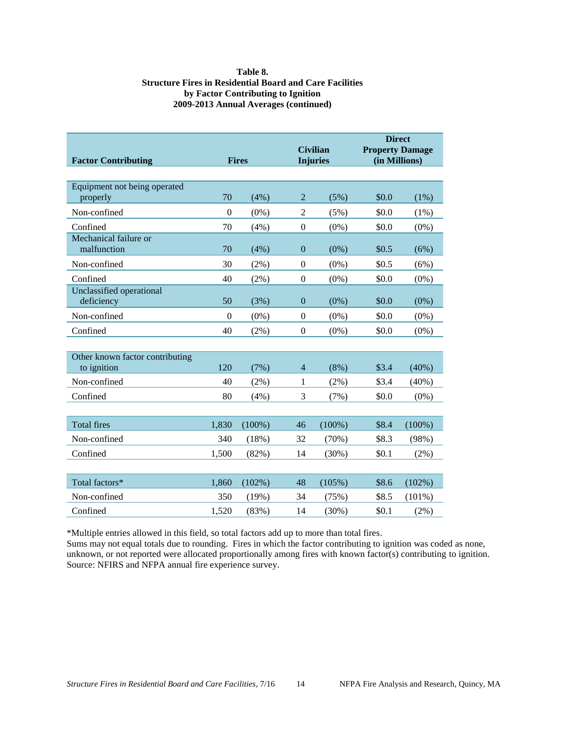**Table 8.**
**Structure Fires in Residential Board and Care Facilities**
**by Factor Contributing to Ignition**
**2009-2013 Annual Averages (continued)**

| Factor Contributing | Fires | | Civilian Injuries | | Direct Property Damage (in Millions) | |
|---|---|---|---|---|---|---|
| Equipment not being operated properly | 70 | (4%) | 2 | (5%) | $0.0 | (1%) |
| Non-confined | 0 | (0%) | 2 | (5%) | $0.0 | (1%) |
| Confined | 70 | (4%) | 0 | (0%) | $0.0 | (0%) |
| Mechanical failure or malfunction | 70 | (4%) | 0 | (0%) | $0.5 | (6%) |
| Non-confined | 30 | (2%) | 0 | (0%) | $0.5 | (6%) |
| Confined | 40 | (2%) | 0 | (0%) | $0.0 | (0%) |
| Unclassified operational deficiency | 50 | (3%) | 0 | (0%) | $0.0 | (0%) |
| Non-confined | 0 | (0%) | 0 | (0%) | $0.0 | (0%) |
| Confined | 40 | (2%) | 0 | (0%) | $0.0 | (0%) |
| Other known factor contributing to ignition | 120 | (7%) | 4 | (8%) | $3.4 | (40%) |
| Non-confined | 40 | (2%) | 1 | (2%) | $3.4 | (40%) |
| Confined | 80 | (4%) | 3 | (7%) | $0.0 | (0%) |
| Total fires | 1,830 | (100%) | 46 | (100%) | $8.4 | (100%) |
| Non-confined | 340 | (18%) | 32 | (70%) | $8.3 | (98%) |
| Confined | 1,500 | (82%) | 14 | (30%) | $0.1 | (2%) |
| Total factors* | 1,860 | (102%) | 48 | (105%) | $8.6 | (102%) |
| Non-confined | 350 | (19%) | 34 | (75%) | $8.5 | (101%) |
| Confined | 1,520 | (83%) | 14 | (30%) | $0.1 | (2%) |

*Multiple entries allowed in this field, so total factors add up to more than total fires.
Sums may not equal totals due to rounding. Fires in which the factor contributing to ignition was coded as none, unknown, or not reported were allocated proportionally among fires with known factor(s) contributing to ignition.
Source: NFIRS and NFPA annual fire experience survey.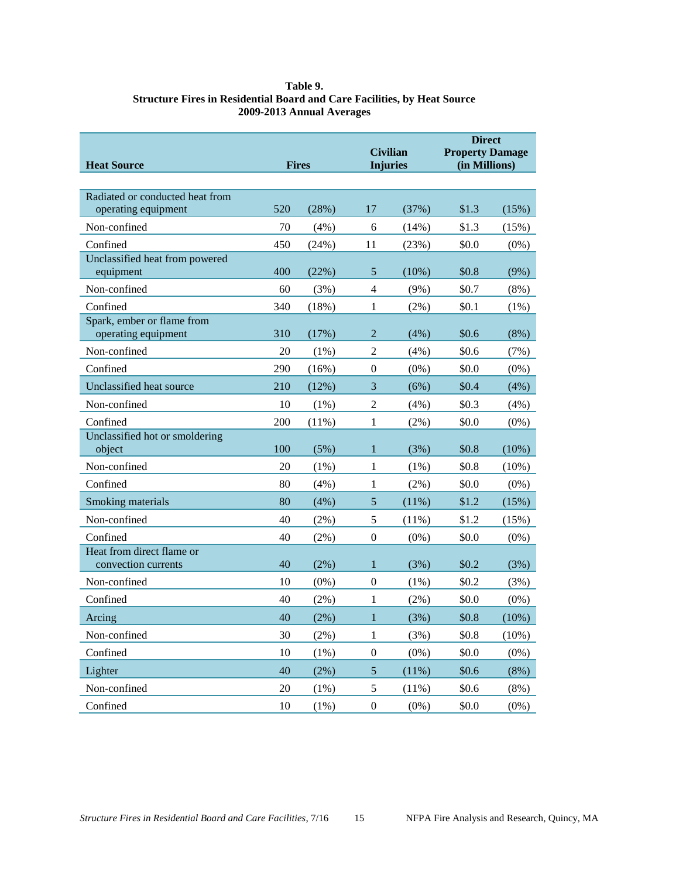**Table 9.**
**Structure Fires in Residential Board and Care Facilities, by Heat Source**
**2009-2013 Annual Averages**

| Heat Source | Fires | | Civilian Injuries | | Direct Property Damage (in Millions) | |
|---|---|---|---|---|---|---|
| Radiated or conducted heat from operating equipment | 520 | (28%) | 17 | (37%) | $1.3 | (15%) |
| Non-confined | 70 | (4%) | 6 | (14%) | $1.3 | (15%) |
| Confined | 450 | (24%) | 11 | (23%) | $0.0 | (0%) |
| Unclassified heat from powered equipment | 400 | (22%) | 5 | (10%) | $0.8 | (9%) |
| Non-confined | 60 | (3%) | 4 | (9%) | $0.7 | (8%) |
| Confined | 340 | (18%) | 1 | (2%) | $0.1 | (1%) |
| Spark, ember or flame from operating equipment | 310 | (17%) | 2 | (4%) | $0.6 | (8%) |
| Non-confined | 20 | (1%) | 2 | (4%) | $0.6 | (7%) |
| Confined | 290 | (16%) | 0 | (0%) | $0.0 | (0%) |
| Unclassified heat source | 210 | (12%) | 3 | (6%) | $0.4 | (4%) |
| Non-confined | 10 | (1%) | 2 | (4%) | $0.3 | (4%) |
| Confined | 200 | (11%) | 1 | (2%) | $0.0 | (0%) |
| Unclassified hot or smoldering object | 100 | (5%) | 1 | (3%) | $0.8 | (10%) |
| Non-confined | 20 | (1%) | 1 | (1%) | $0.8 | (10%) |
| Confined | 80 | (4%) | 1 | (2%) | $0.0 | (0%) |
| Smoking materials | 80 | (4%) | 5 | (11%) | $1.2 | (15%) |
| Non-confined | 40 | (2%) | 5 | (11%) | $1.2 | (15%) |
| Confined | 40 | (2%) | 0 | (0%) | $0.0 | (0%) |
| Heat from direct flame or convection currents | 40 | (2%) | 1 | (3%) | $0.2 | (3%) |
| Non-confined | 10 | (0%) | 0 | (1%) | $0.2 | (3%) |
| Confined | 40 | (2%) | 1 | (2%) | $0.0 | (0%) |
| Arcing | 40 | (2%) | 1 | (3%) | $0.8 | (10%) |
| Non-confined | 30 | (2%) | 1 | (3%) | $0.8 | (10%) |
| Confined | 10 | (1%) | 0 | (0%) | $0.0 | (0%) |
| Lighter | 40 | (2%) | 5 | (11%) | $0.6 | (8%) |
| Non-confined | 20 | (1%) | 5 | (11%) | $0.6 | (8%) |
| Confined | 10 | (1%) | 0 | (0%) | $0.0 | (0%) |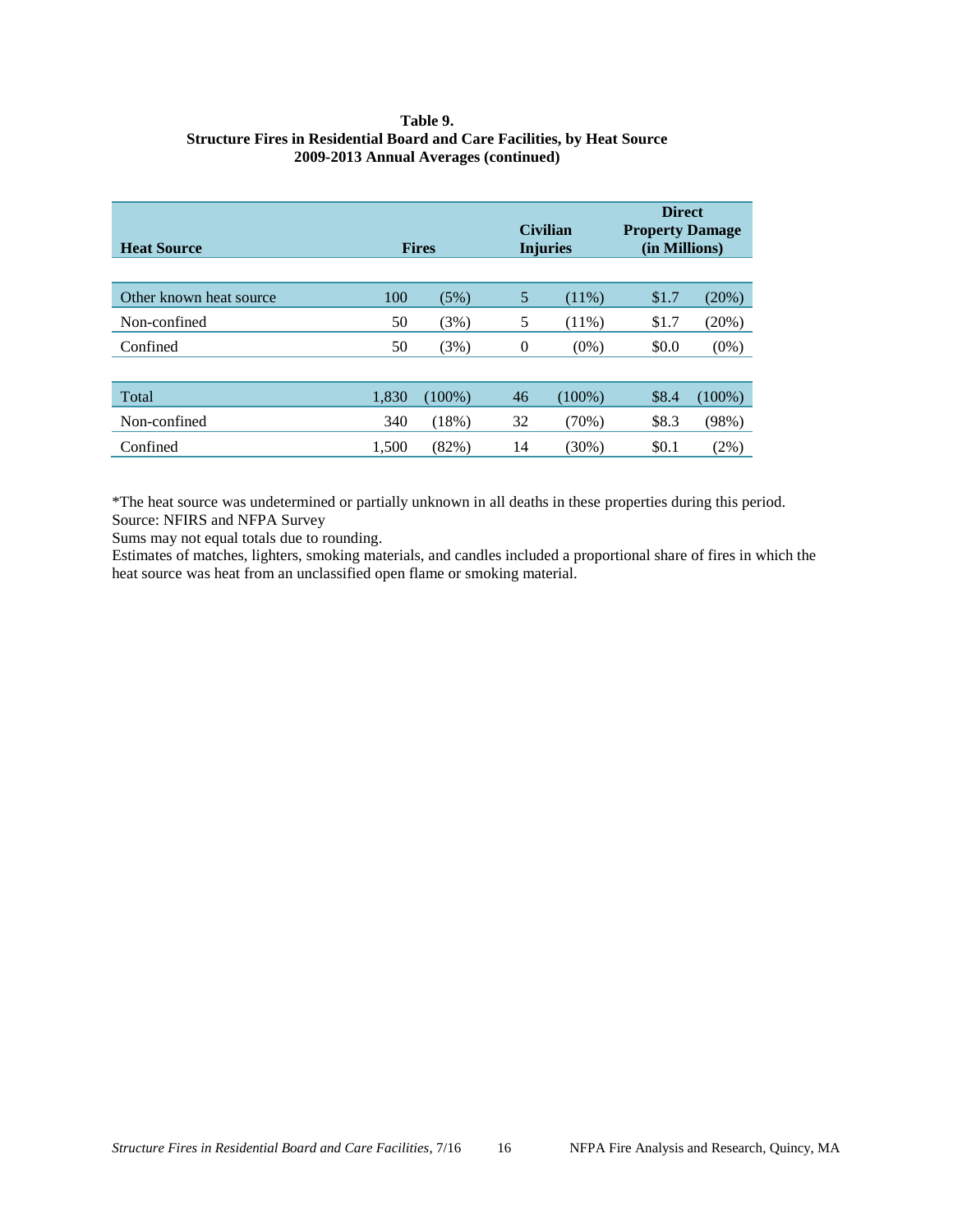**Table 9.**
**Structure Fires in Residential Board and Care Facilities, by Heat Source**
**2009-2013 Annual Averages (continued)**

| Heat Source | Fires | | Civilian Injuries | | Direct Property Damage (in Millions) | |
|---|---|---|---|---|---|---|
| Other known heat source | 100 | (5%) | 5 | (11%) | $1.7 | (20%) |
| Non-confined | 50 | (3%) | 5 | (11%) | $1.7 | (20%) |
| Confined | 50 | (3%) | 0 | (0%) | $0.0 | (0%) |
| | | | | | | |
| Total | 1,830 | (100%) | 46 | (100%) | $8.4 | (100%) |
| Non-confined | 340 | (18%) | 32 | (70%) | $8.3 | (98%) |
| Confined | 1,500 | (82%) | 14 | (30%) | $0.1 | (2%) |

*The heat source was undetermined or partially unknown in all deaths in these properties during this period.
Source: NFIRS and NFPA Survey
Sums may not equal totals due to rounding.
Estimates of matches, lighters, smoking materials, and candles included a proportional share of fires in which the heat source was heat from an unclassified open flame or smoking material.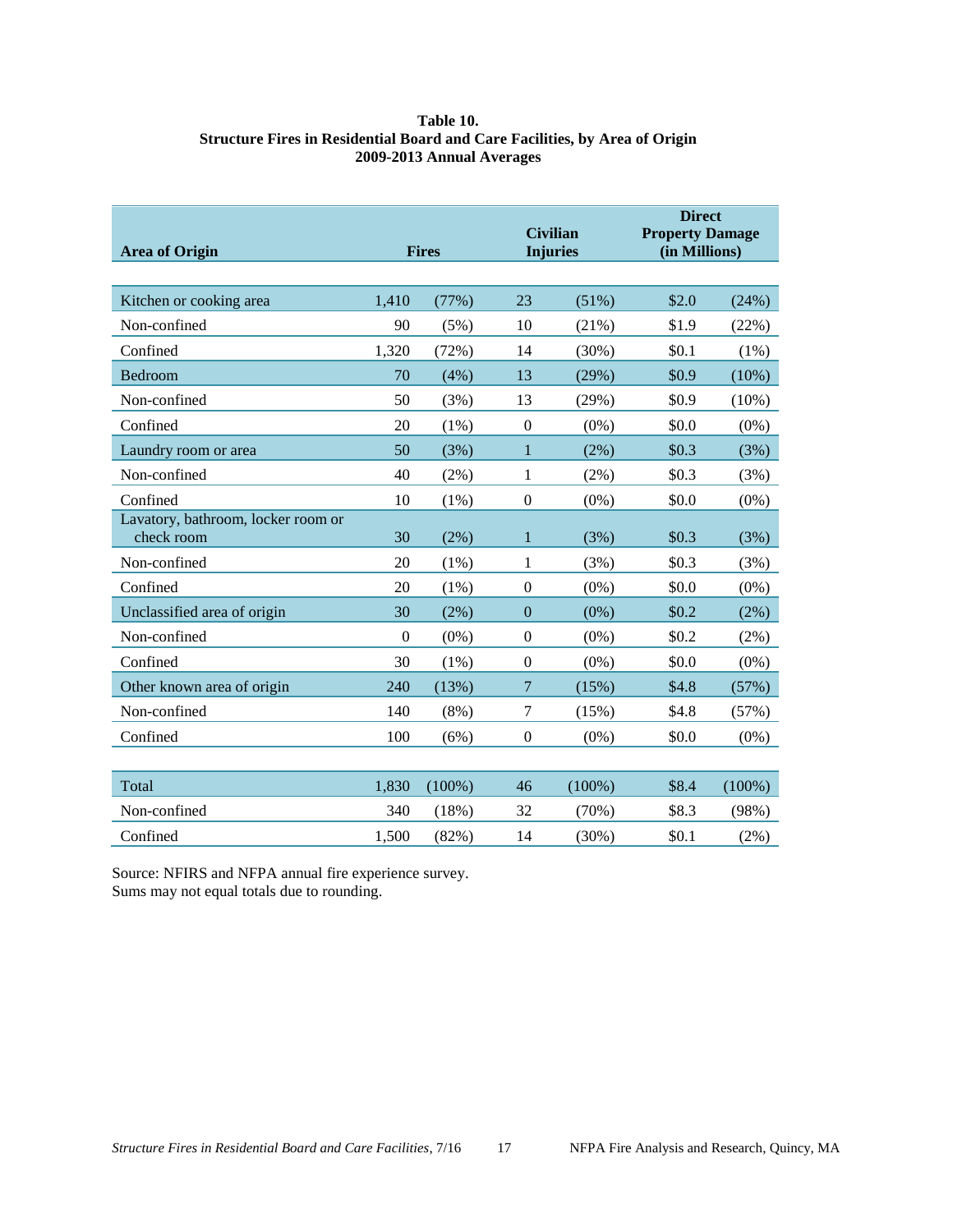**Table 10.**
**Structure Fires in Residential Board and Care Facilities, by Area of Origin**
**2009-2013 Annual Averages**

| Area of Origin | Fires | | Civilian Injuries | | Direct Property Damage (in Millions) | |
|---|---|---|---|---|---|---|
| Kitchen or cooking area | 1,410 | (77%) | 23 | (51%) | $2.0 | (24%) |
| Non-confined | 90 | (5%) | 10 | (21%) | $1.9 | (22%) |
| Confined | 1,320 | (72%) | 14 | (30%) | $0.1 | (1%) |
| Bedroom | 70 | (4%) | 13 | (29%) | $0.9 | (10%) |
| Non-confined | 50 | (3%) | 13 | (29%) | $0.9 | (10%) |
| Confined | 20 | (1%) | 0 | (0%) | $0.0 | (0%) |
| Laundry room or area | 50 | (3%) | 1 | (2%) | $0.3 | (3%) |
| Non-confined | 40 | (2%) | 1 | (2%) | $0.3 | (3%) |
| Confined | 10 | (1%) | 0 | (0%) | $0.0 | (0%) |
| Lavatory, bathroom, locker room or check room | 30 | (2%) | 1 | (3%) | $0.3 | (3%) |
| Non-confined | 20 | (1%) | 1 | (3%) | $0.3 | (3%) |
| Confined | 20 | (1%) | 0 | (0%) | $0.0 | (0%) |
| Unclassified area of origin | 30 | (2%) | 0 | (0%) | $0.2 | (2%) |
| Non-confined | 0 | (0%) | 0 | (0%) | $0.2 | (2%) |
| Confined | 30 | (1%) | 0 | (0%) | $0.0 | (0%) |
| Other known area of origin | 240 | (13%) | 7 | (15%) | $4.8 | (57%) |
| Non-confined | 140 | (8%) | 7 | (15%) | $4.8 | (57%) |
| Confined | 100 | (6%) | 0 | (0%) | $0.0 | (0%) |
| Total | 1,830 | (100%) | 46 | (100%) | $8.4 | (100%) |
| Non-confined | 340 | (18%) | 32 | (70%) | $8.3 | (98%) |
| Confined | 1,500 | (82%) | 14 | (30%) | $0.1 | (2%) |

Source: NFIRS and NFPA annual fire experience survey.
Sums may not equal totals due to rounding.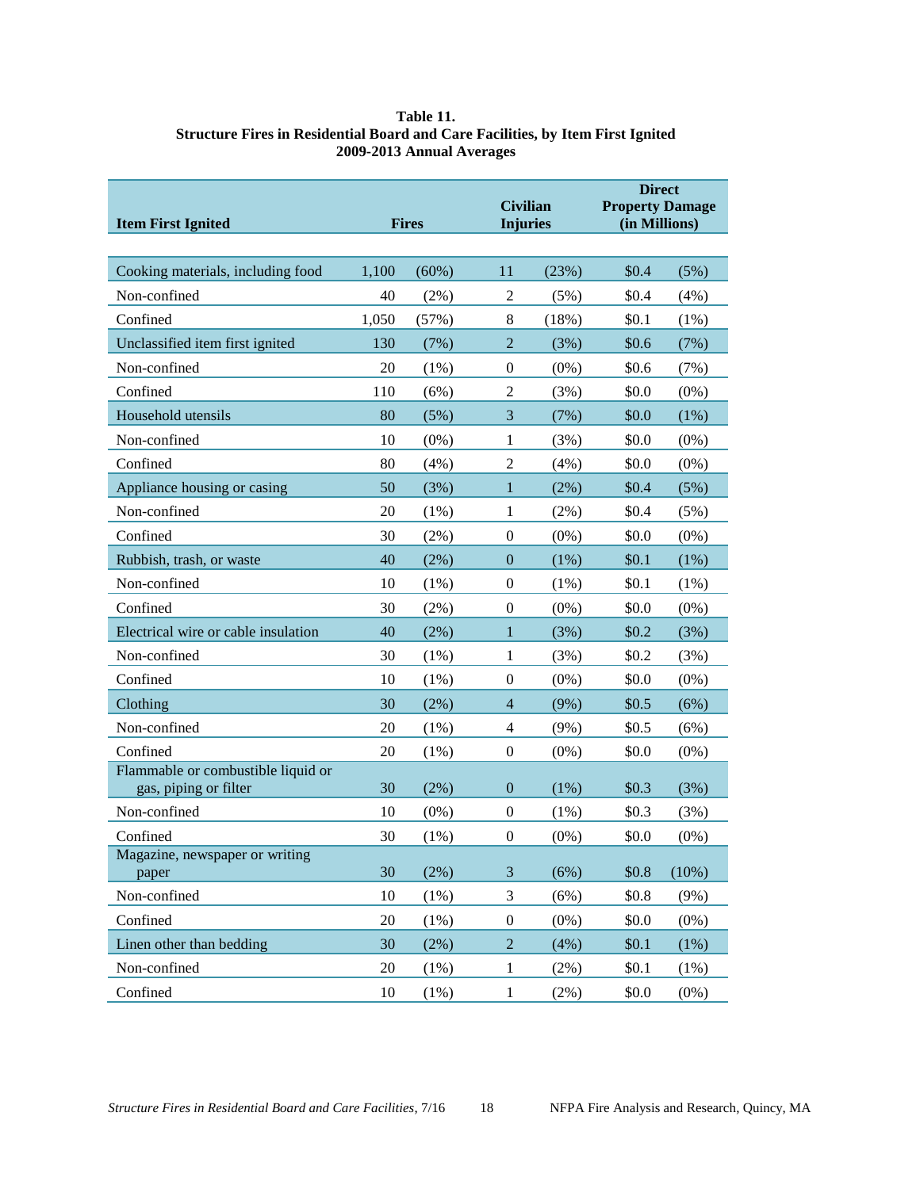**Table 11.**
**Structure Fires in Residential Board and Care Facilities, by Item First Ignited**
**2009-2013 Annual Averages**

| Item First Ignited | Fires | | Civilian Injuries | | Direct Property Damage (in Millions) | |
|---|---|---|---|---|---|---|
| Cooking materials, including food | 1,100 | (60%) | 11 | (23%) | $0.4 | (5%) |
| Non-confined | 40 | (2%) | 2 | (5%) | $0.4 | (4%) |
| Confined | 1,050 | (57%) | 8 | (18%) | $0.1 | (1%) |
| Unclassified item first ignited | 130 | (7%) | 2 | (3%) | $0.6 | (7%) |
| Non-confined | 20 | (1%) | 0 | (0%) | $0.6 | (7%) |
| Confined | 110 | (6%) | 2 | (3%) | $0.0 | (0%) |
| Household utensils | 80 | (5%) | 3 | (7%) | $0.0 | (1%) |
| Non-confined | 10 | (0%) | 1 | (3%) | $0.0 | (0%) |
| Confined | 80 | (4%) | 2 | (4%) | $0.0 | (0%) |
| Appliance housing or casing | 50 | (3%) | 1 | (2%) | $0.4 | (5%) |
| Non-confined | 20 | (1%) | 1 | (2%) | $0.4 | (5%) |
| Confined | 30 | (2%) | 0 | (0%) | $0.0 | (0%) |
| Rubbish, trash, or waste | 40 | (2%) | 0 | (1%) | $0.1 | (1%) |
| Non-confined | 10 | (1%) | 0 | (1%) | $0.1 | (1%) |
| Confined | 30 | (2%) | 0 | (0%) | $0.0 | (0%) |
| Electrical wire or cable insulation | 40 | (2%) | 1 | (3%) | $0.2 | (3%) |
| Non-confined | 30 | (1%) | 1 | (3%) | $0.2 | (3%) |
| Confined | 10 | (1%) | 0 | (0%) | $0.0 | (0%) |
| Clothing | 30 | (2%) | 4 | (9%) | $0.5 | (6%) |
| Non-confined | 20 | (1%) | 4 | (9%) | $0.5 | (6%) |
| Confined | 20 | (1%) | 0 | (0%) | $0.0 | (0%) |
| Flammable or combustible liquid or gas, piping or filter | 30 | (2%) | 0 | (1%) | $0.3 | (3%) |
| Non-confined | 10 | (0%) | 0 | (1%) | $0.3 | (3%) |
| Confined | 30 | (1%) | 0 | (0%) | $0.0 | (0%) |
| Magazine, newspaper or writing paper | 30 | (2%) | 3 | (6%) | $0.8 | (10%) |
| Non-confined | 10 | (1%) | 3 | (6%) | $0.8 | (9%) |
| Confined | 20 | (1%) | 0 | (0%) | $0.0 | (0%) |
| Linen other than bedding | 30 | (2%) | 2 | (4%) | $0.1 | (1%) |
| Non-confined | 20 | (1%) | 1 | (2%) | $0.1 | (1%) |
| Confined | 10 | (1%) | 1 | (2%) | $0.0 | (0%) |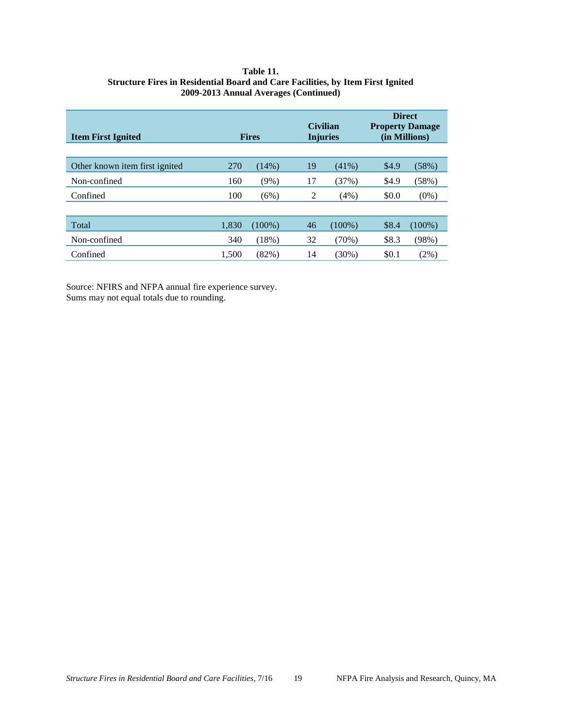**Table 11.**
**Structure Fires in Residential Board and Care Facilities, by Item First Ignited**
**2009-2013 Annual Averages (Continued)**

| Item First Ignited | Fires | | Civilian Injuries | | Direct Property Damage (in Millions) | |
|---|---|---|---|---|---|---|
| | | | | | | |
| Other known item first ignited | 270 | (14%) | 19 | (41%) | $4.9 | (58%) |
| Non-confined | 160 | (9%) | 17 | (37%) | $4.9 | (58%) |
| Confined | 100 | (6%) | 2 | (4%) | $0.0 | (0%) |
| | | | | | | |
| Total | 1,830 | (100%) | 46 | (100%) | $8.4 | (100%) |
| Non-confined | 340 | (18%) | 32 | (70%) | $8.3 | (98%) |
| Confined | 1,500 | (82%) | 14 | (30%) | $0.1 | (2%) |

Source: NFIRS and NFPA annual fire experience survey.
Sums may not equal totals due to rounding.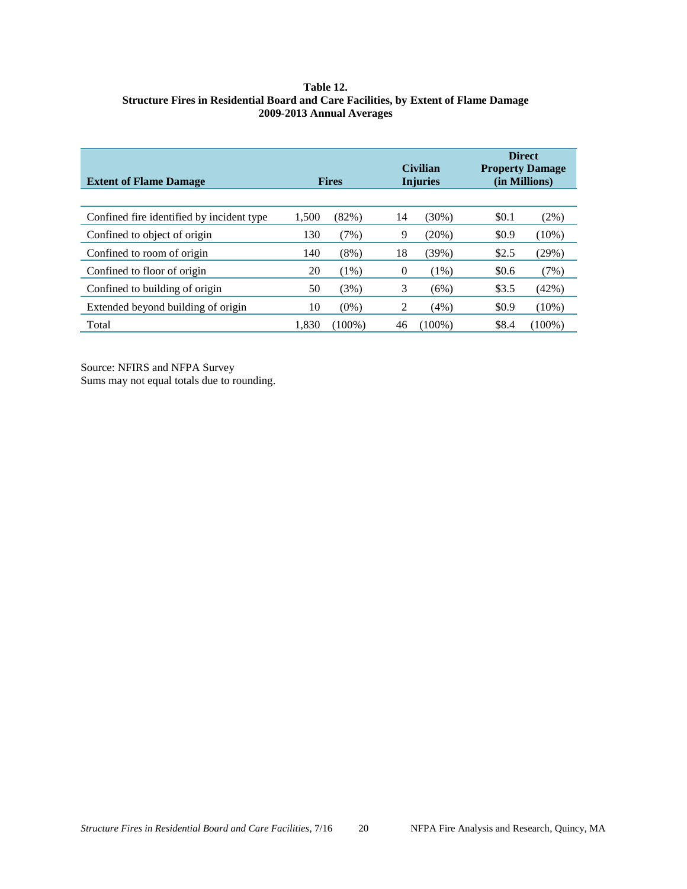**Table 12.**
**Structure Fires in Residential Board and Care Facilities, by Extent of Flame Damage**
**2009-2013 Annual Averages**

| Extent of Flame Damage | Fires | | Civilian Injuries | | Direct Property Damage (in Millions) | |
|---|---|---|---|---|---|---|
| Confined fire identified by incident type | 1,500 | (82%) | 14 | (30%) | $0.1 | (2%) |
| Confined to object of origin | 130 | (7%) | 9 | (20%) | $0.9 | (10%) |
| Confined to room of origin | 140 | (8%) | 18 | (39%) | $2.5 | (29%) |
| Confined to floor of origin | 20 | (1%) | 0 | (1%) | $0.6 | (7%) |
| Confined to building of origin | 50 | (3%) | 3 | (6%) | $3.5 | (42%) |
| Extended beyond building of origin | 10 | (0%) | 2 | (4%) | $0.9 | (10%) |
| Total | 1,830 | (100%) | 46 | (100%) | $8.4 | (100%) |

Source: NFIRS and NFPA Survey
Sums may not equal totals due to rounding.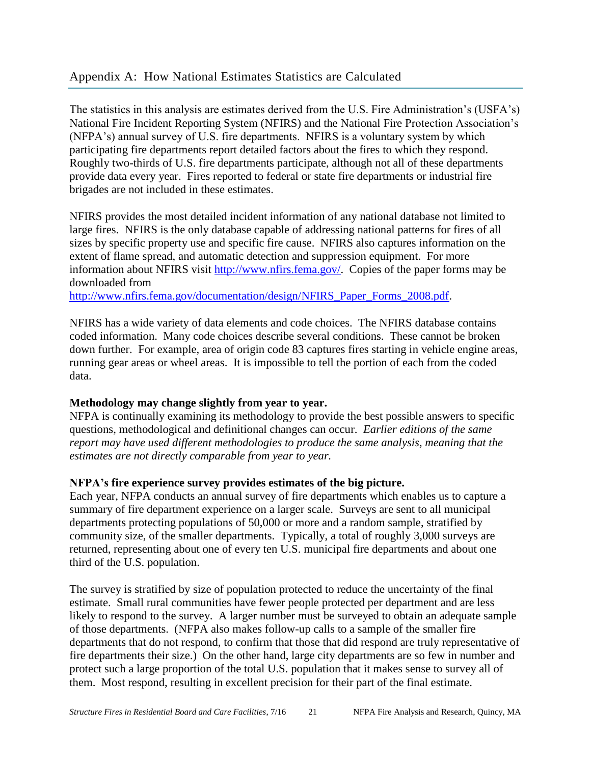## Appendix A: How National Estimates Statistics are Calculated

The statistics in this analysis are estimates derived from the U.S. Fire Administration's (USFA's) National Fire Incident Reporting System (NFIRS) and the National Fire Protection Association's (NFPA's) annual survey of U.S. fire departments. NFIRS is a voluntary system by which participating fire departments report detailed factors about the fires to which they respond. Roughly two-thirds of U.S. fire departments participate, although not all of these departments provide data every year. Fires reported to federal or state fire departments or industrial fire brigades are not included in these estimates.

NFIRS provides the most detailed incident information of any national database not limited to large fires. NFIRS is the only database capable of addressing national patterns for fires of all sizes by specific property use and specific fire cause. NFIRS also captures information on the extent of flame spread, and automatic detection and suppression equipment. For more information about NFIRS visit http://www.nfirs.fema.gov/. Copies of the paper forms may be downloaded from http://www.nfirs.fema.gov/documentation/design/NFIRS_Paper_Forms_2008.pdf.

NFIRS has a wide variety of data elements and code choices. The NFIRS database contains coded information. Many code choices describe several conditions. These cannot be broken down further. For example, area of origin code 83 captures fires starting in vehicle engine areas, running gear areas or wheel areas. It is impossible to tell the portion of each from the coded data.

**Methodology may change slightly from year to year.**
NFPA is continually examining its methodology to provide the best possible answers to specific questions, methodological and definitional changes can occur. *Earlier editions of the same report may have used different methodologies to produce the same analysis, meaning that the estimates are not directly comparable from year to year.*

**NFPA's fire experience survey provides estimates of the big picture.**
Each year, NFPA conducts an annual survey of fire departments which enables us to capture a summary of fire department experience on a larger scale. Surveys are sent to all municipal departments protecting populations of 50,000 or more and a random sample, stratified by community size, of the smaller departments. Typically, a total of roughly 3,000 surveys are returned, representing about one of every ten U.S. municipal fire departments and about one third of the U.S. population.

The survey is stratified by size of population protected to reduce the uncertainty of the final estimate. Small rural communities have fewer people protected per department and are less likely to respond to the survey. A larger number must be surveyed to obtain an adequate sample of those departments. (NFPA also makes follow-up calls to a sample of the smaller fire departments that do not respond, to confirm that those that did respond are truly representative of fire departments their size.) On the other hand, large city departments are so few in number and protect such a large proportion of the total U.S. population that it makes sense to survey all of them. Most respond, resulting in excellent precision for their part of the final estimate.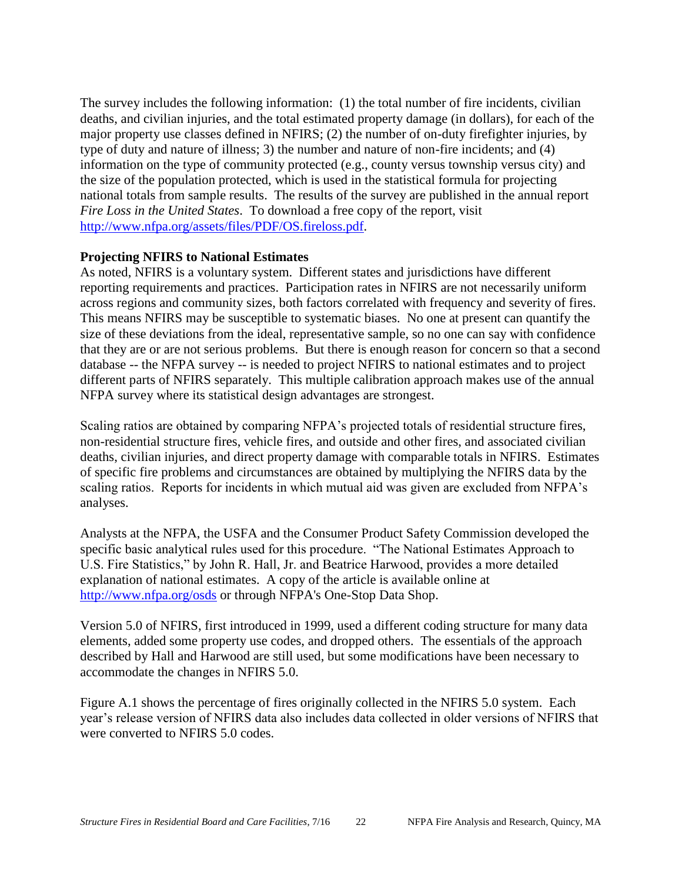The survey includes the following information: (1) the total number of fire incidents, civilian deaths, and civilian injuries, and the total estimated property damage (in dollars), for each of the major property use classes defined in NFIRS; (2) the number of on-duty firefighter injuries, by type of duty and nature of illness; 3) the number and nature of non-fire incidents; and (4) information on the type of community protected (e.g., county versus township versus city) and the size of the population protected, which is used in the statistical formula for projecting national totals from sample results. The results of the survey are published in the annual report *Fire Loss in the United States*. To download a free copy of the report, visit http://www.nfpa.org/assets/files/PDF/OS.fireloss.pdf.

**Projecting NFIRS to National Estimates**

As noted, NFIRS is a voluntary system. Different states and jurisdictions have different reporting requirements and practices. Participation rates in NFIRS are not necessarily uniform across regions and community sizes, both factors correlated with frequency and severity of fires. This means NFIRS may be susceptible to systematic biases. No one at present can quantify the size of these deviations from the ideal, representative sample, so no one can say with confidence that they are or are not serious problems. But there is enough reason for concern so that a second database -- the NFPA survey -- is needed to project NFIRS to national estimates and to project different parts of NFIRS separately. This multiple calibration approach makes use of the annual NFPA survey where its statistical design advantages are strongest.

Scaling ratios are obtained by comparing NFPA's projected totals of residential structure fires, non-residential structure fires, vehicle fires, and outside and other fires, and associated civilian deaths, civilian injuries, and direct property damage with comparable totals in NFIRS. Estimates of specific fire problems and circumstances are obtained by multiplying the NFIRS data by the scaling ratios. Reports for incidents in which mutual aid was given are excluded from NFPA's analyses.

Analysts at the NFPA, the USFA and the Consumer Product Safety Commission developed the specific basic analytical rules used for this procedure. "The National Estimates Approach to U.S. Fire Statistics," by John R. Hall, Jr. and Beatrice Harwood, provides a more detailed explanation of national estimates. A copy of the article is available online at http://www.nfpa.org/osds or through NFPA's One-Stop Data Shop.

Version 5.0 of NFIRS, first introduced in 1999, used a different coding structure for many data elements, added some property use codes, and dropped others. The essentials of the approach described by Hall and Harwood are still used, but some modifications have been necessary to accommodate the changes in NFIRS 5.0.

Figure A.1 shows the percentage of fires originally collected in the NFIRS 5.0 system. Each year's release version of NFIRS data also includes data collected in older versions of NFIRS that were converted to NFIRS 5.0 codes.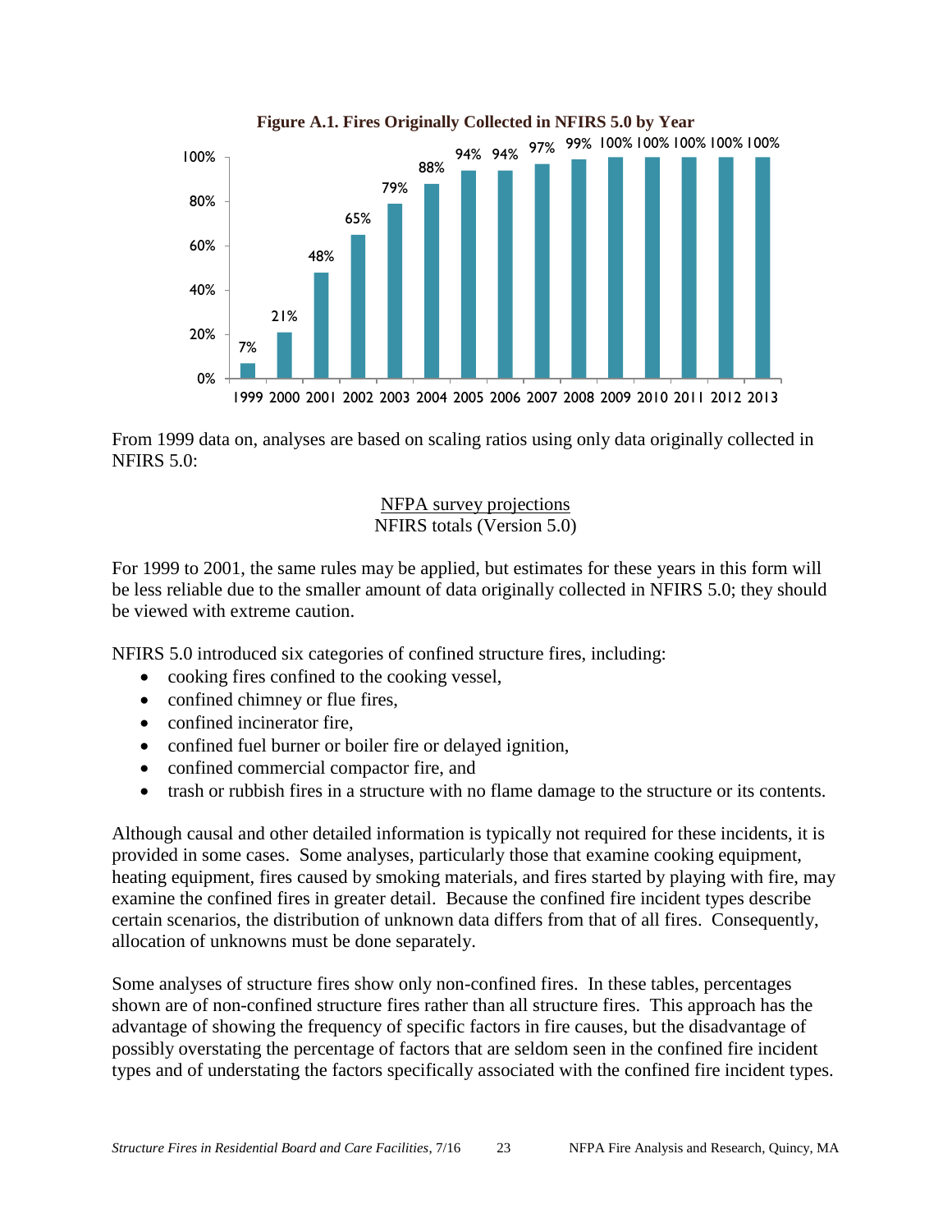**Figure A.1. Fires Originally Collected in NFIRS 5.0 by Year**

100%
80%
60%
40%
20%
0%

7% 21% 48% 65% 79% 88% 94% 94% 97% 99% 100% 100% 100% 100% 100%

1999 2000 2001 2002 2003 2004 2005 2006 2007 2008 2009 2010 2011 2012 2013

From 1999 data on, analyses are based on scaling ratios using only data originally collected in NFIRS 5.0:

$$\frac{\text{NFPA survey projections}}{\text{NFIRS totals (Version 5.0)}}$$

For 1999 to 2001, the same rules may be applied, but estimates for these years in this form will be less reliable due to the smaller amount of data originally collected in NFIRS 5.0; they should be viewed with extreme caution.

NFIRS 5.0 introduced six categories of confined structure fires, including:

- cooking fires confined to the cooking vessel,
- confined chimney or flue fires,
- confined incinerator fire,
- confined fuel burner or boiler fire or delayed ignition,
- confined commercial compactor fire, and
- trash or rubbish fires in a structure with no flame damage to the structure or its contents.

Although causal and other detailed information is typically not required for these incidents, it is provided in some cases. Some analyses, particularly those that examine cooking equipment, heating equipment, fires caused by smoking materials, and fires started by playing with fire, may examine the confined fires in greater detail. Because the confined fire incident types describe certain scenarios, the distribution of unknown data differs from that of all fires. Consequently, allocation of unknowns must be done separately.

Some analyses of structure fires show only non-confined fires. In these tables, percentages shown are of non-confined structure fires rather than all structure fires. This approach has the advantage of showing the frequency of specific factors in fire causes, but the disadvantage of possibly overstating the percentage of factors that are seldom seen in the confined fire incident types and of understating the factors specifically associated with the confined fire incident types.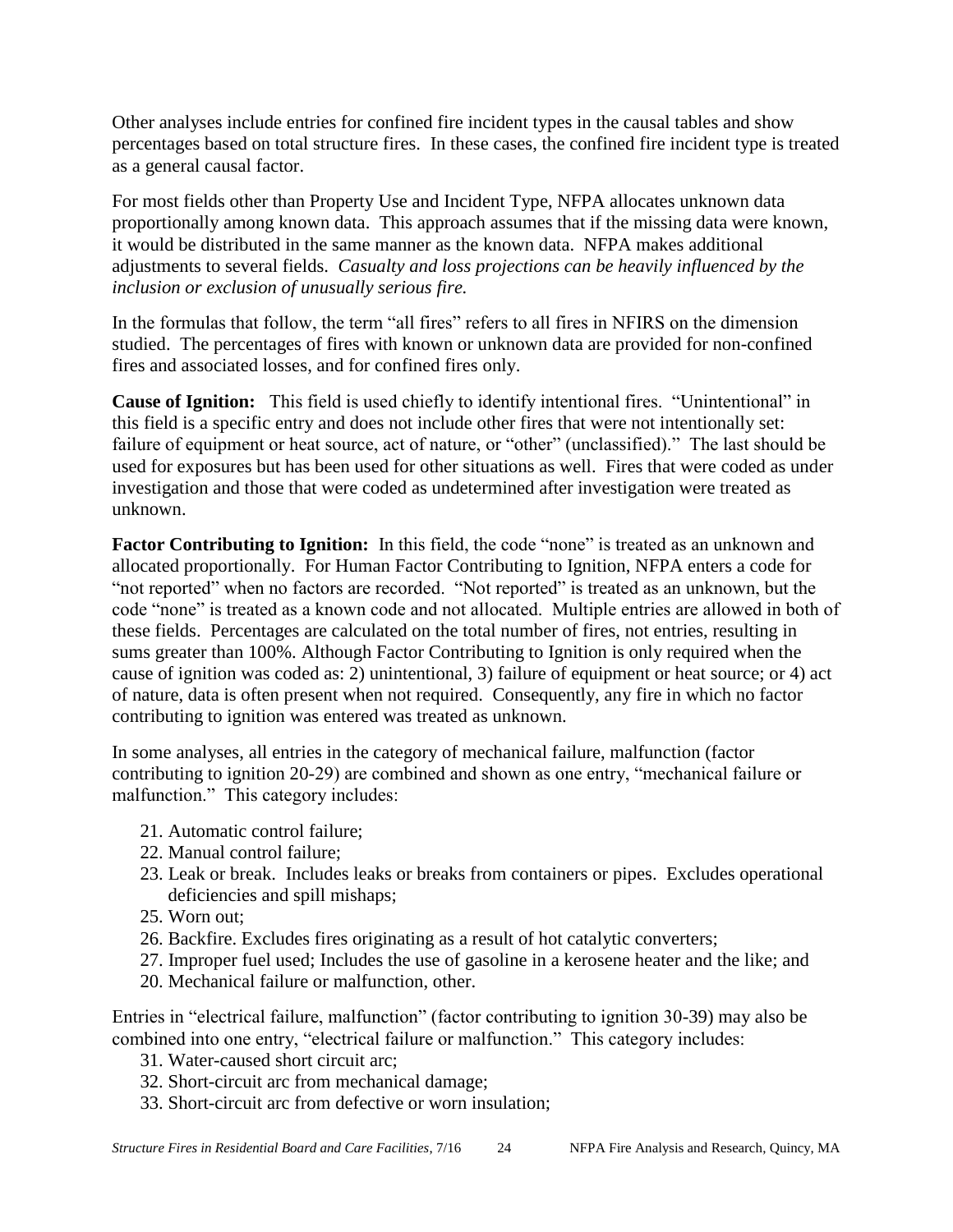Other analyses include entries for confined fire incident types in the causal tables and show percentages based on total structure fires. In these cases, the confined fire incident type is treated as a general causal factor.

For most fields other than Property Use and Incident Type, NFPA allocates unknown data proportionally among known data. This approach assumes that if the missing data were known, it would be distributed in the same manner as the known data. NFPA makes additional adjustments to several fields. *Casualty and loss projections can be heavily influenced by the inclusion or exclusion of unusually serious fire.*

In the formulas that follow, the term "all fires" refers to all fires in NFIRS on the dimension studied. The percentages of fires with known or unknown data are provided for non-confined fires and associated losses, and for confined fires only.

**Cause of Ignition:** This field is used chiefly to identify intentional fires. "Unintentional" in this field is a specific entry and does not include other fires that were not intentionally set: failure of equipment or heat source, act of nature, or "other" (unclassified)." The last should be used for exposures but has been used for other situations as well. Fires that were coded as under investigation and those that were coded as undetermined after investigation were treated as unknown.

**Factor Contributing to Ignition:** In this field, the code "none" is treated as an unknown and allocated proportionally. For Human Factor Contributing to Ignition, NFPA enters a code for "not reported" when no factors are recorded. "Not reported" is treated as an unknown, but the code "none" is treated as a known code and not allocated. Multiple entries are allowed in both of these fields. Percentages are calculated on the total number of fires, not entries, resulting in sums greater than 100%. Although Factor Contributing to Ignition is only required when the cause of ignition was coded as: 2) unintentional, 3) failure of equipment or heat source; or 4) act of nature, data is often present when not required. Consequently, any fire in which no factor contributing to ignition was entered was treated as unknown.

In some analyses, all entries in the category of mechanical failure, malfunction (factor contributing to ignition 20-29) are combined and shown as one entry, "mechanical failure or malfunction." This category includes:

- 21. Automatic control failure;
- 22. Manual control failure;
- 23. Leak or break. Includes leaks or breaks from containers or pipes. Excludes operational deficiencies and spill mishaps;
- 25. Worn out;
- 26. Backfire. Excludes fires originating as a result of hot catalytic converters;
- 27. Improper fuel used; Includes the use of gasoline in a kerosene heater and the like; and
- 20. Mechanical failure or malfunction, other.

Entries in "electrical failure, malfunction" (factor contributing to ignition 30-39) may also be combined into one entry, "electrical failure or malfunction." This category includes:

- 31. Water-caused short circuit arc;
- 32. Short-circuit arc from mechanical damage;
- 33. Short-circuit arc from defective or worn insulation;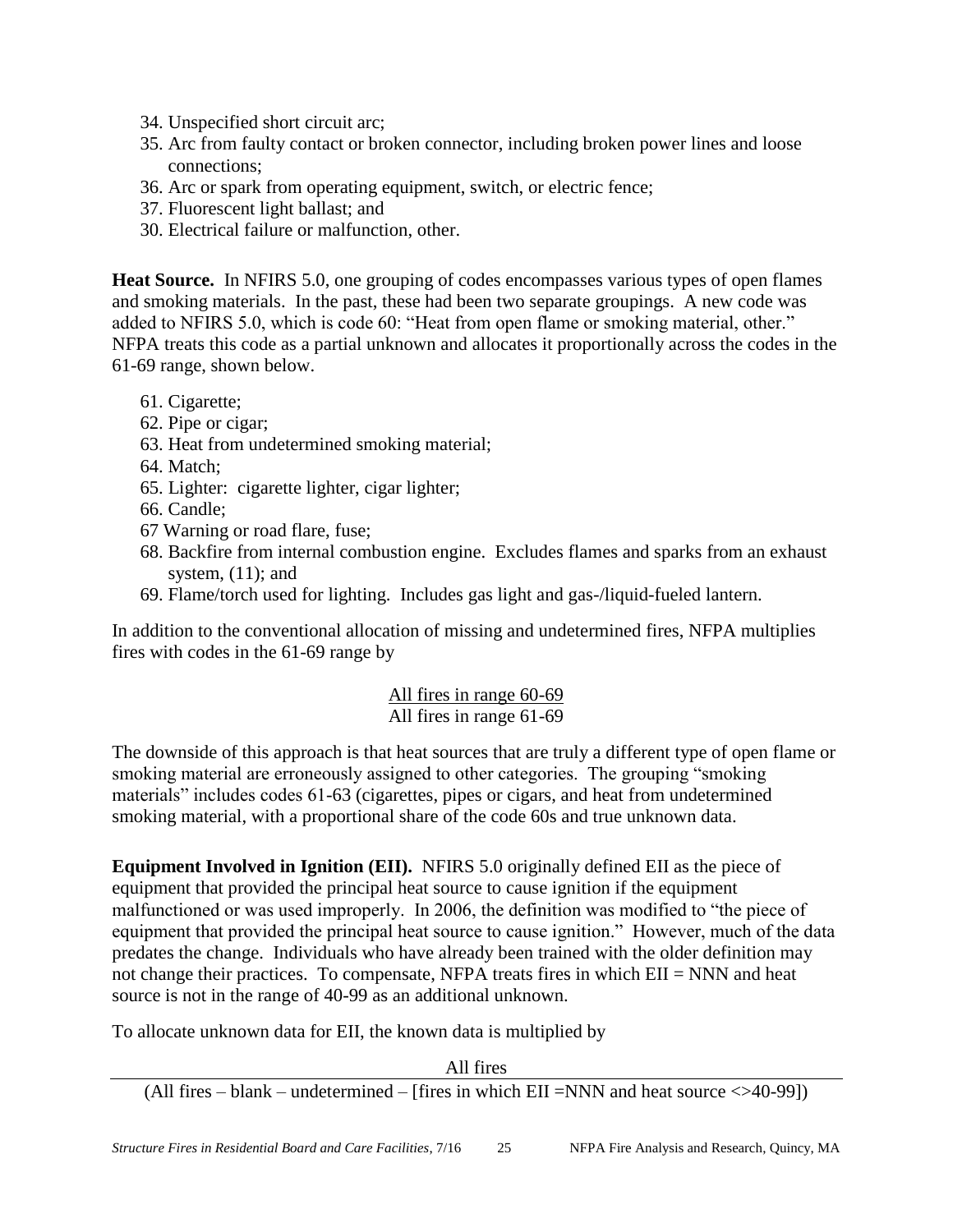34. Unspecified short circuit arc;
35. Arc from faulty contact or broken connector, including broken power lines and loose connections;
36. Arc or spark from operating equipment, switch, or electric fence;
37. Fluorescent light ballast; and
30. Electrical failure or malfunction, other.

**Heat Source.** In NFIRS 5.0, one grouping of codes encompasses various types of open flames and smoking materials. In the past, these had been two separate groupings. A new code was added to NFIRS 5.0, which is code 60: "Heat from open flame or smoking material, other." NFPA treats this code as a partial unknown and allocates it proportionally across the codes in the 61-69 range, shown below.

61. Cigarette;
62. Pipe or cigar;
63. Heat from undetermined smoking material;
64. Match;
65. Lighter: cigarette lighter, cigar lighter;
66. Candle;
67 Warning or road flare, fuse;
68. Backfire from internal combustion engine. Excludes flames and sparks from an exhaust system, (11); and
69. Flame/torch used for lighting. Includes gas light and gas-/liquid-fueled lantern.

In addition to the conventional allocation of missing and undetermined fires, NFPA multiplies fires with codes in the 61-69 range by

$$\frac{\text{All fires in range 60-69}}{\text{All fires in range 61-69}}$$

The downside of this approach is that heat sources that are truly a different type of open flame or smoking material are erroneously assigned to other categories. The grouping "smoking materials" includes codes 61-63 (cigarettes, pipes or cigars, and heat from undetermined smoking material, with a proportional share of the code 60s and true unknown data.

**Equipment Involved in Ignition (EII).** NFIRS 5.0 originally defined EII as the piece of equipment that provided the principal heat source to cause ignition if the equipment malfunctioned or was used improperly. In 2006, the definition was modified to "the piece of equipment that provided the principal heat source to cause ignition." However, much of the data predates the change. Individuals who have already been trained with the older definition may not change their practices. To compensate, NFPA treats fires in which EII = NNN and heat source is not in the range of 40-99 as an additional unknown.

To allocate unknown data for EII, the known data is multiplied by

$$\frac{\text{All fires}}{\text{(All fires – blank – undetermined – [fires in which EII =NNN and heat source <>40-99])}}$$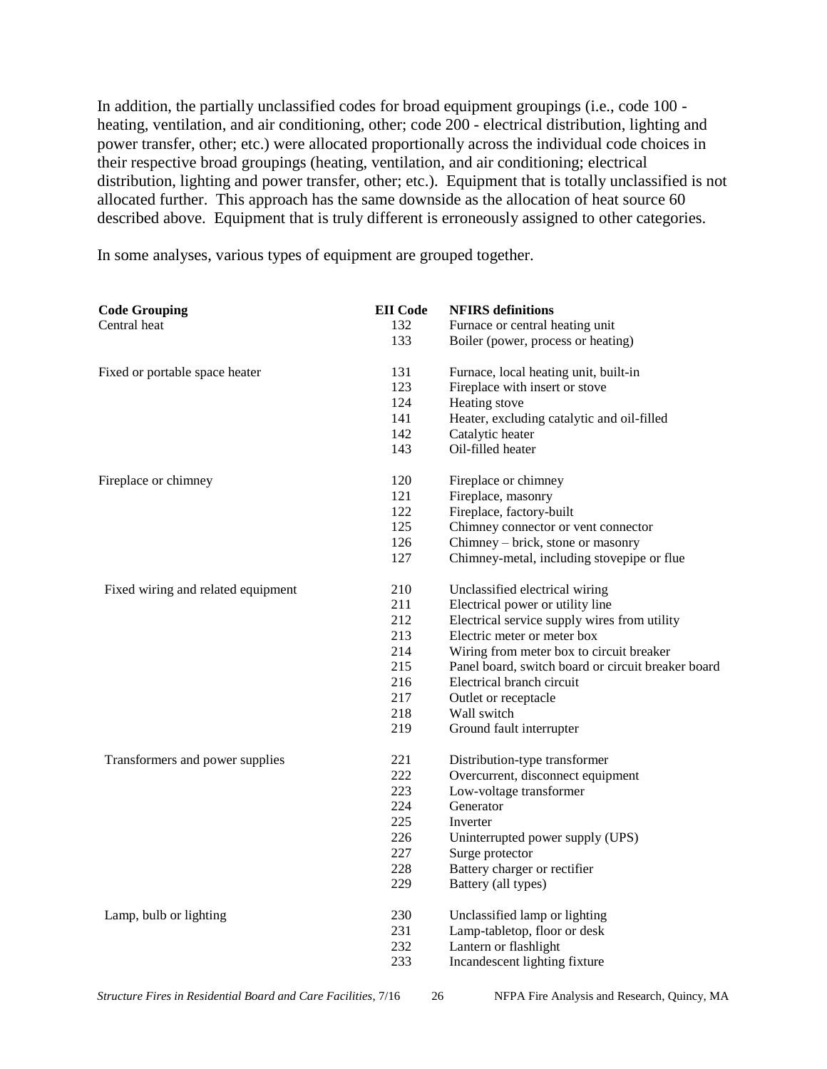In addition, the partially unclassified codes for broad equipment groupings (i.e., code 100 - heating, ventilation, and air conditioning, other; code 200 - electrical distribution, lighting and power transfer, other; etc.) were allocated proportionally across the individual code choices in their respective broad groupings (heating, ventilation, and air conditioning; electrical distribution, lighting and power transfer, other; etc.). Equipment that is totally unclassified is not allocated further. This approach has the same downside as the allocation of heat source 60 described above. Equipment that is truly different is erroneously assigned to other categories.

In some analyses, various types of equipment are grouped together.

| Code Grouping | EII Code | NFIRS definitions |
|---|---|---|
| Central heat | 132 | Furnace or central heating unit |
| | 133 | Boiler (power, process or heating) |
| Fixed or portable space heater | 131 | Furnace, local heating unit, built-in |
| | 123 | Fireplace with insert or stove |
| | 124 | Heating stove |
| | 141 | Heater, excluding catalytic and oil-filled |
| | 142 | Catalytic heater |
| | 143 | Oil-filled heater |
| Fireplace or chimney | 120 | Fireplace or chimney |
| | 121 | Fireplace, masonry |
| | 122 | Fireplace, factory-built |
| | 125 | Chimney connector or vent connector |
| | 126 | Chimney – brick, stone or masonry |
| | 127 | Chimney-metal, including stovepipe or flue |
| Fixed wiring and related equipment | 210 | Unclassified electrical wiring |
| | 211 | Electrical power or utility line |
| | 212 | Electrical service supply wires from utility |
| | 213 | Electric meter or meter box |
| | 214 | Wiring from meter box to circuit breaker |
| | 215 | Panel board, switch board or circuit breaker board |
| | 216 | Electrical branch circuit |
| | 217 | Outlet or receptacle |
| | 218 | Wall switch |
| | 219 | Ground fault interrupter |
| Transformers and power supplies | 221 | Distribution-type transformer |
| | 222 | Overcurrent, disconnect equipment |
| | 223 | Low-voltage transformer |
| | 224 | Generator |
| | 225 | Inverter |
| | 226 | Uninterrupted power supply (UPS) |
| | 227 | Surge protector |
| | 228 | Battery charger or rectifier |
| | 229 | Battery (all types) |
| Lamp, bulb or lighting | 230 | Unclassified lamp or lighting |
| | 231 | Lamp-tabletop, floor or desk |
| | 232 | Lantern or flashlight |
| | 233 | Incandescent lighting fixture |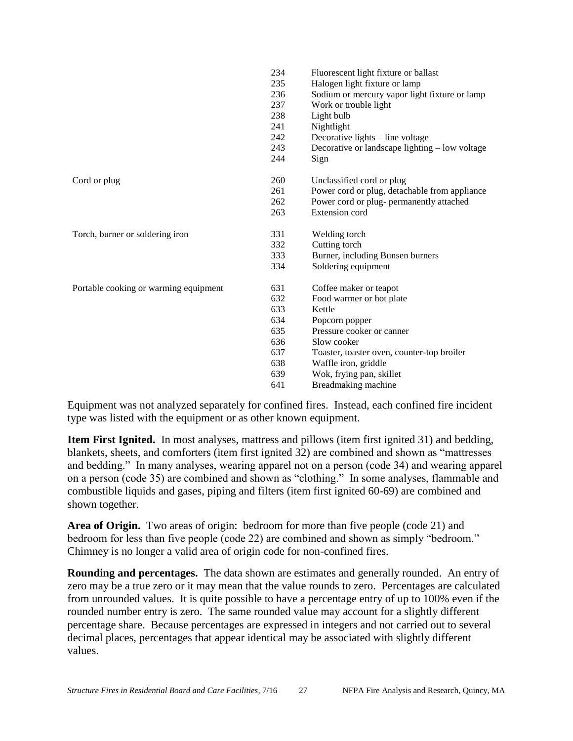| | | |
|---|---|---|
| | 234 | Fluorescent light fixture or ballast |
| | 235 | Halogen light fixture or lamp |
| | 236 | Sodium or mercury vapor light fixture or lamp |
| | 237 | Work or trouble light |
| | 238 | Light bulb |
| | 241 | Nightlight |
| | 242 | Decorative lights – line voltage |
| | 243 | Decorative or landscape lighting – low voltage |
| | 244 | Sign |
| Cord or plug | 260 | Unclassified cord or plug |
| | 261 | Power cord or plug, detachable from appliance |
| | 262 | Power cord or plug- permanently attached |
| | 263 | Extension cord |
| Torch, burner or soldering iron | 331 | Welding torch |
| | 332 | Cutting torch |
| | 333 | Burner, including Bunsen burners |
| | 334 | Soldering equipment |
| Portable cooking or warming equipment | 631 | Coffee maker or teapot |
| | 632 | Food warmer or hot plate |
| | 633 | Kettle |
| | 634 | Popcorn popper |
| | 635 | Pressure cooker or canner |
| | 636 | Slow cooker |
| | 637 | Toaster, toaster oven, counter-top broiler |
| | 638 | Waffle iron, griddle |
| | 639 | Wok, frying pan, skillet |
| | 641 | Breadmaking machine |

Equipment was not analyzed separately for confined fires. Instead, each confined fire incident type was listed with the equipment or as other known equipment.

**Item First Ignited.** In most analyses, mattress and pillows (item first ignited 31) and bedding, blankets, sheets, and comforters (item first ignited 32) are combined and shown as "mattresses and bedding." In many analyses, wearing apparel not on a person (code 34) and wearing apparel on a person (code 35) are combined and shown as "clothing." In some analyses, flammable and combustible liquids and gases, piping and filters (item first ignited 60-69) are combined and shown together.

**Area of Origin.** Two areas of origin: bedroom for more than five people (code 21) and bedroom for less than five people (code 22) are combined and shown as simply "bedroom." Chimney is no longer a valid area of origin code for non-confined fires.

**Rounding and percentages.** The data shown are estimates and generally rounded. An entry of zero may be a true zero or it may mean that the value rounds to zero. Percentages are calculated from unrounded values. It is quite possible to have a percentage entry of up to 100% even if the rounded number entry is zero. The same rounded value may account for a slightly different percentage share. Because percentages are expressed in integers and not carried out to several decimal places, percentages that appear identical may be associated with slightly different values.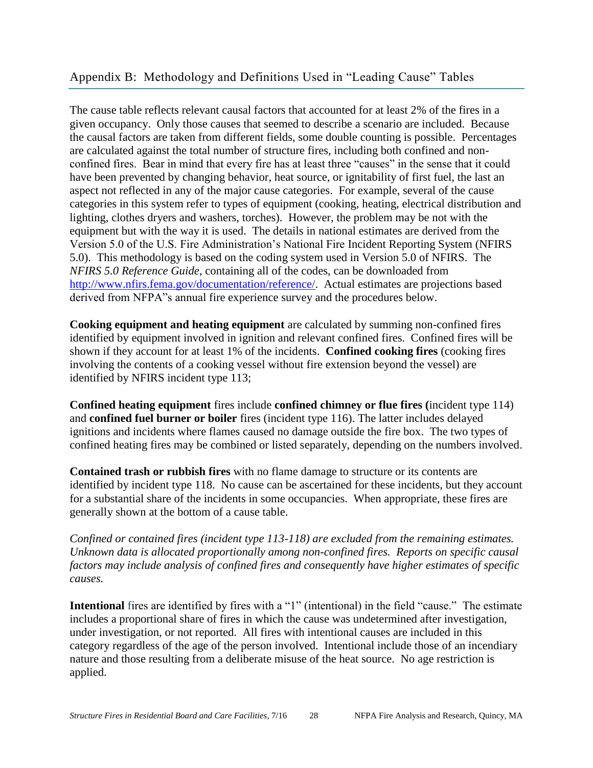## Appendix B: Methodology and Definitions Used in "Leading Cause" Tables

The cause table reflects relevant causal factors that accounted for at least 2% of the fires in a given occupancy. Only those causes that seemed to describe a scenario are included. Because the causal factors are taken from different fields, some double counting is possible. Percentages are calculated against the total number of structure fires, including both confined and non-confined fires. Bear in mind that every fire has at least three "causes" in the sense that it could have been prevented by changing behavior, heat source, or ignitability of first fuel, the last an aspect not reflected in any of the major cause categories. For example, several of the cause categories in this system refer to types of equipment (cooking, heating, electrical distribution and lighting, clothes dryers and washers, torches). However, the problem may be not with the equipment but with the way it is used. The details in national estimates are derived from the Version 5.0 of the U.S. Fire Administration's National Fire Incident Reporting System (NFIRS 5.0). This methodology is based on the coding system used in Version 5.0 of NFIRS. The *NFIRS 5.0 Reference Guide*, containing all of the codes, can be downloaded from http://www.nfirs.fema.gov/documentation/reference/. Actual estimates are projections based derived from NFPA"s annual fire experience survey and the procedures below.

**Cooking equipment and heating equipment** are calculated by summing non-confined fires identified by equipment involved in ignition and relevant confined fires. Confined fires will be shown if they account for at least 1% of the incidents. **Confined cooking fires** (cooking fires involving the contents of a cooking vessel without fire extension beyond the vessel) are identified by NFIRS incident type 113;

**Confined heating equipment** fires include **confined chimney or flue fires (**incident type 114) and **confined fuel burner or boiler** fires (incident type 116). The latter includes delayed ignitions and incidents where flames caused no damage outside the fire box. The two types of confined heating fires may be combined or listed separately, depending on the numbers involved.

**Contained trash or rubbish fires** with no flame damage to structure or its contents are identified by incident type 118. No cause can be ascertained for these incidents, but they account for a substantial share of the incidents in some occupancies. When appropriate, these fires are generally shown at the bottom of a cause table.

*Confined or contained fires (incident type 113-118) are excluded from the remaining estimates. Unknown data is allocated proportionally among non-confined fires. Reports on specific causal factors may include analysis of confined fires and consequently have higher estimates of specific causes.*

**Intentional** fires are identified by fires with a "1" (intentional) in the field "cause." The estimate includes a proportional share of fires in which the cause was undetermined after investigation, under investigation, or not reported. All fires with intentional causes are included in this category regardless of the age of the person involved. Intentional include those of an incendiary nature and those resulting from a deliberate misuse of the heat source. No age restriction is applied.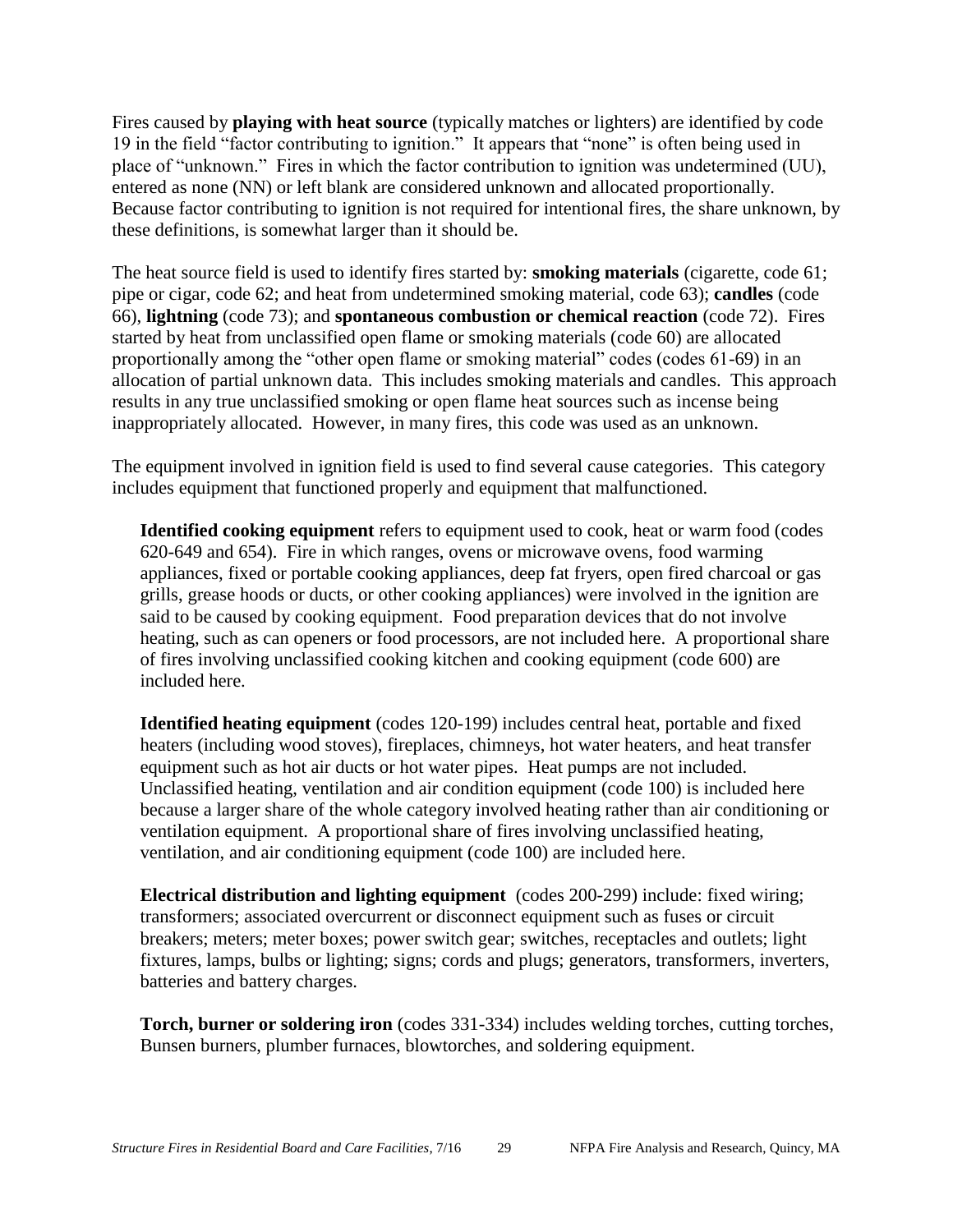Fires caused by **playing with heat source** (typically matches or lighters) are identified by code 19 in the field "factor contributing to ignition." It appears that "none" is often being used in place of "unknown." Fires in which the factor contribution to ignition was undetermined (UU), entered as none (NN) or left blank are considered unknown and allocated proportionally. Because factor contributing to ignition is not required for intentional fires, the share unknown, by these definitions, is somewhat larger than it should be.

The heat source field is used to identify fires started by: **smoking materials** (cigarette, code 61; pipe or cigar, code 62; and heat from undetermined smoking material, code 63); **candles** (code 66), **lightning** (code 73); and **spontaneous combustion or chemical reaction** (code 72). Fires started by heat from unclassified open flame or smoking materials (code 60) are allocated proportionally among the "other open flame or smoking material" codes (codes 61-69) in an allocation of partial unknown data. This includes smoking materials and candles. This approach results in any true unclassified smoking or open flame heat sources such as incense being inappropriately allocated. However, in many fires, this code was used as an unknown.

The equipment involved in ignition field is used to find several cause categories. This category includes equipment that functioned properly and equipment that malfunctioned.

**Identified cooking equipment** refers to equipment used to cook, heat or warm food (codes 620-649 and 654). Fire in which ranges, ovens or microwave ovens, food warming appliances, fixed or portable cooking appliances, deep fat fryers, open fired charcoal or gas grills, grease hoods or ducts, or other cooking appliances) were involved in the ignition are said to be caused by cooking equipment. Food preparation devices that do not involve heating, such as can openers or food processors, are not included here. A proportional share of fires involving unclassified cooking kitchen and cooking equipment (code 600) are included here.

**Identified heating equipment** (codes 120-199) includes central heat, portable and fixed heaters (including wood stoves), fireplaces, chimneys, hot water heaters, and heat transfer equipment such as hot air ducts or hot water pipes. Heat pumps are not included. Unclassified heating, ventilation and air condition equipment (code 100) is included here because a larger share of the whole category involved heating rather than air conditioning or ventilation equipment. A proportional share of fires involving unclassified heating, ventilation, and air conditioning equipment (code 100) are included here.

**Electrical distribution and lighting equipment** (codes 200-299) include: fixed wiring; transformers; associated overcurrent or disconnect equipment such as fuses or circuit breakers; meters; meter boxes; power switch gear; switches, receptacles and outlets; light fixtures, lamps, bulbs or lighting; signs; cords and plugs; generators, transformers, inverters, batteries and battery charges.

**Torch, burner or soldering iron** (codes 331-334) includes welding torches, cutting torches, Bunsen burners, plumber furnaces, blowtorches, and soldering equipment.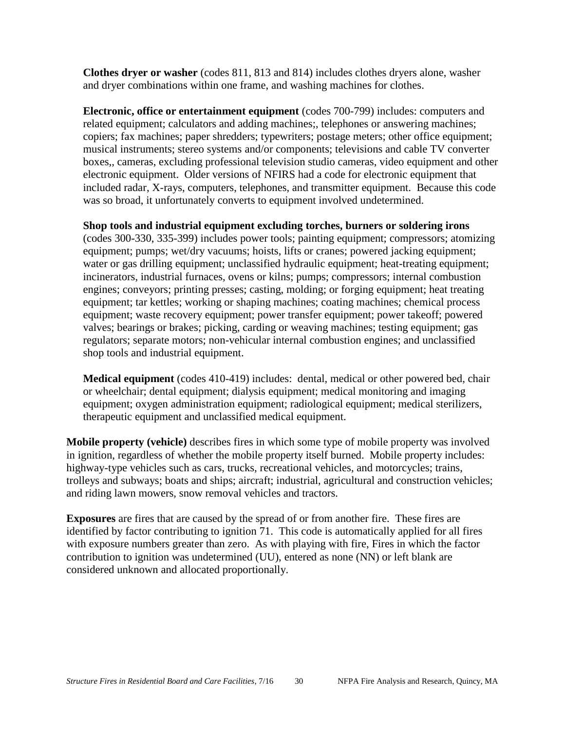**Clothes dryer or washer** (codes 811, 813 and 814) includes clothes dryers alone, washer and dryer combinations within one frame, and washing machines for clothes.

**Electronic, office or entertainment equipment** (codes 700-799) includes: computers and related equipment; calculators and adding machines;, telephones or answering machines; copiers; fax machines; paper shredders; typewriters; postage meters; other office equipment; musical instruments; stereo systems and/or components; televisions and cable TV converter boxes,, cameras, excluding professional television studio cameras, video equipment and other electronic equipment. Older versions of NFIRS had a code for electronic equipment that included radar, X-rays, computers, telephones, and transmitter equipment. Because this code was so broad, it unfortunately converts to equipment involved undetermined.

**Shop tools and industrial equipment excluding torches, burners or soldering irons** (codes 300-330, 335-399) includes power tools; painting equipment; compressors; atomizing equipment; pumps; wet/dry vacuums; hoists, lifts or cranes; powered jacking equipment; water or gas drilling equipment; unclassified hydraulic equipment; heat-treating equipment; incinerators, industrial furnaces, ovens or kilns; pumps; compressors; internal combustion engines; conveyors; printing presses; casting, molding; or forging equipment; heat treating equipment; tar kettles; working or shaping machines; coating machines; chemical process equipment; waste recovery equipment; power transfer equipment; power takeoff; powered valves; bearings or brakes; picking, carding or weaving machines; testing equipment; gas regulators; separate motors; non-vehicular internal combustion engines; and unclassified shop tools and industrial equipment.

**Medical equipment** (codes 410-419) includes: dental, medical or other powered bed, chair or wheelchair; dental equipment; dialysis equipment; medical monitoring and imaging equipment; oxygen administration equipment; radiological equipment; medical sterilizers, therapeutic equipment and unclassified medical equipment.

**Mobile property (vehicle)** describes fires in which some type of mobile property was involved in ignition, regardless of whether the mobile property itself burned. Mobile property includes: highway-type vehicles such as cars, trucks, recreational vehicles, and motorcycles; trains, trolleys and subways; boats and ships; aircraft; industrial, agricultural and construction vehicles; and riding lawn mowers, snow removal vehicles and tractors.

**Exposures** are fires that are caused by the spread of or from another fire. These fires are identified by factor contributing to ignition 71. This code is automatically applied for all fires with exposure numbers greater than zero. As with playing with fire, Fires in which the factor contribution to ignition was undetermined (UU), entered as none (NN) or left blank are considered unknown and allocated proportionally.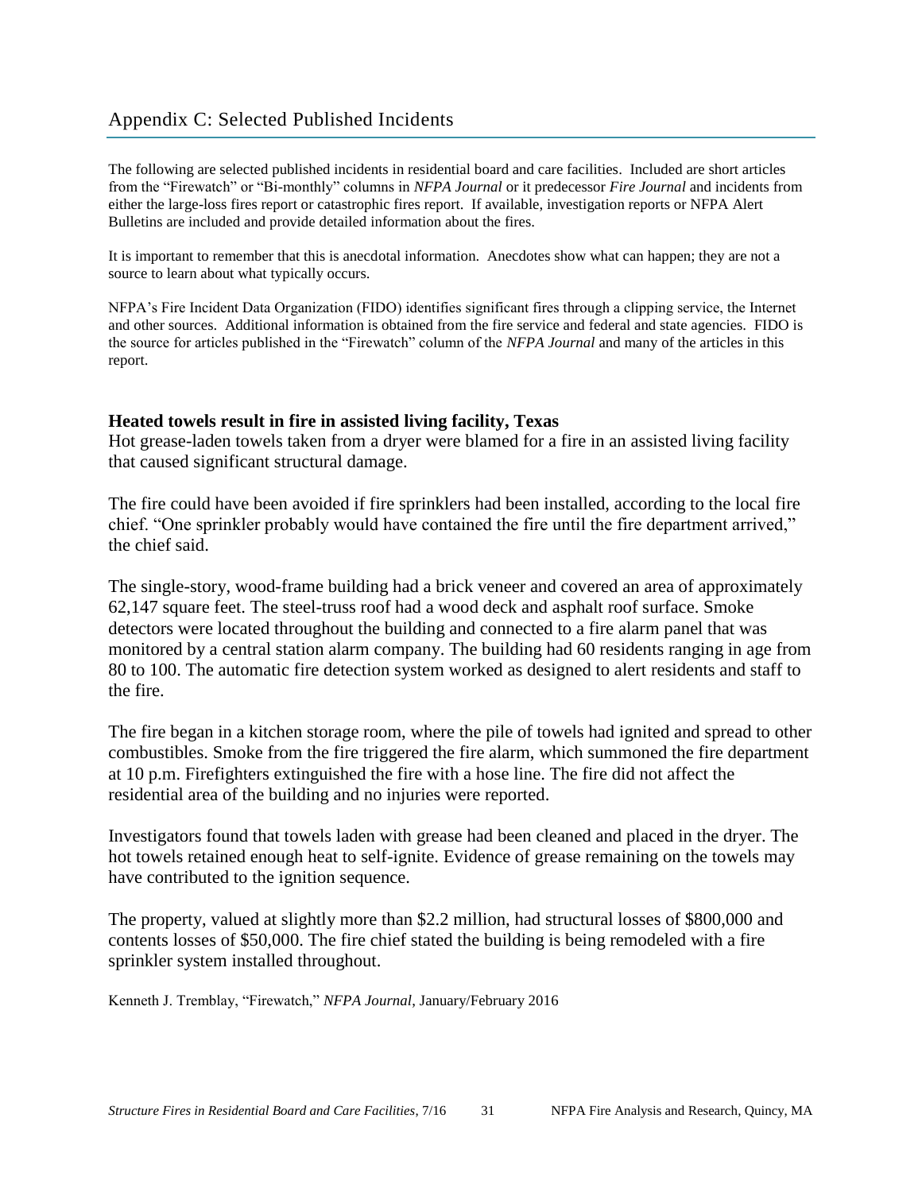## Appendix C: Selected Published Incidents

The following are selected published incidents in residential board and care facilities. Included are short articles from the "Firewatch" or "Bi-monthly" columns in *NFPA Journal* or it predecessor *Fire Journal* and incidents from either the large-loss fires report or catastrophic fires report. If available, investigation reports or NFPA Alert Bulletins are included and provide detailed information about the fires.

It is important to remember that this is anecdotal information. Anecdotes show what can happen; they are not a source to learn about what typically occurs.

NFPA's Fire Incident Data Organization (FIDO) identifies significant fires through a clipping service, the Internet and other sources. Additional information is obtained from the fire service and federal and state agencies. FIDO is the source for articles published in the "Firewatch" column of the *NFPA Journal* and many of the articles in this report.

### Heated towels result in fire in assisted living facility, Texas

Hot grease-laden towels taken from a dryer were blamed for a fire in an assisted living facility that caused significant structural damage.

The fire could have been avoided if fire sprinklers had been installed, according to the local fire chief. "One sprinkler probably would have contained the fire until the fire department arrived," the chief said.

The single-story, wood-frame building had a brick veneer and covered an area of approximately 62,147 square feet. The steel-truss roof had a wood deck and asphalt roof surface. Smoke detectors were located throughout the building and connected to a fire alarm panel that was monitored by a central station alarm company. The building had 60 residents ranging in age from 80 to 100. The automatic fire detection system worked as designed to alert residents and staff to the fire.

The fire began in a kitchen storage room, where the pile of towels had ignited and spread to other combustibles. Smoke from the fire triggered the fire alarm, which summoned the fire department at 10 p.m. Firefighters extinguished the fire with a hose line. The fire did not affect the residential area of the building and no injuries were reported.

Investigators found that towels laden with grease had been cleaned and placed in the dryer. The hot towels retained enough heat to self-ignite. Evidence of grease remaining on the towels may have contributed to the ignition sequence.

The property, valued at slightly more than $2.2 million, had structural losses of $800,000 and contents losses of $50,000. The fire chief stated the building is being remodeled with a fire sprinkler system installed throughout.

Kenneth J. Tremblay, "Firewatch," *NFPA Journal*, January/February 2016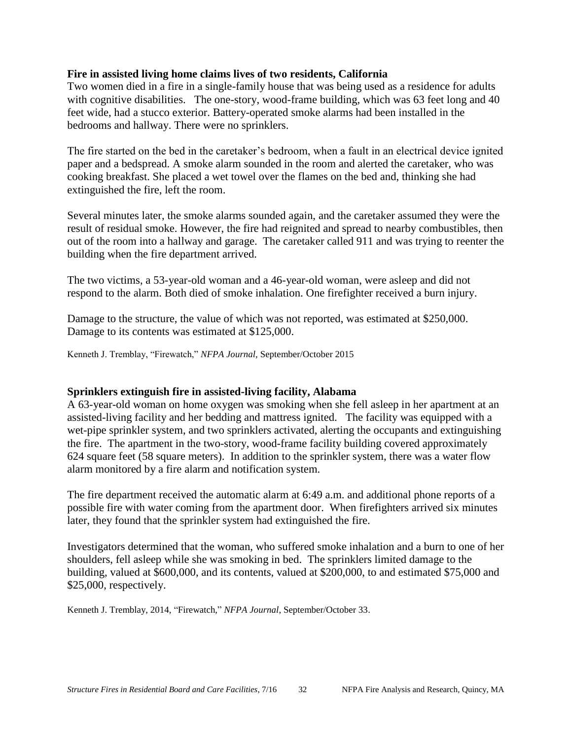**Fire in assisted living home claims lives of two residents, California**

Two women died in a fire in a single-family house that was being used as a residence for adults with cognitive disabilities. The one-story, wood-frame building, which was 63 feet long and 40 feet wide, had a stucco exterior. Battery-operated smoke alarms had been installed in the bedrooms and hallway. There were no sprinklers.

The fire started on the bed in the caretaker's bedroom, when a fault in an electrical device ignited paper and a bedspread. A smoke alarm sounded in the room and alerted the caretaker, who was cooking breakfast. She placed a wet towel over the flames on the bed and, thinking she had extinguished the fire, left the room.

Several minutes later, the smoke alarms sounded again, and the caretaker assumed they were the result of residual smoke. However, the fire had reignited and spread to nearby combustibles, then out of the room into a hallway and garage. The caretaker called 911 and was trying to reenter the building when the fire department arrived.

The two victims, a 53-year-old woman and a 46-year-old woman, were asleep and did not respond to the alarm. Both died of smoke inhalation. One firefighter received a burn injury.

Damage to the structure, the value of which was not reported, was estimated at $250,000. Damage to its contents was estimated at $125,000.

Kenneth J. Tremblay, "Firewatch," *NFPA Journal,* September/October 2015

**Sprinklers extinguish fire in assisted-living facility, Alabama**

A 63-year-old woman on home oxygen was smoking when she fell asleep in her apartment at an assisted-living facility and her bedding and mattress ignited. The facility was equipped with a wet-pipe sprinkler system, and two sprinklers activated, alerting the occupants and extinguishing the fire. The apartment in the two-story, wood-frame facility building covered approximately 624 square feet (58 square meters). In addition to the sprinkler system, there was a water flow alarm monitored by a fire alarm and notification system.

The fire department received the automatic alarm at 6:49 a.m. and additional phone reports of a possible fire with water coming from the apartment door. When firefighters arrived six minutes later, they found that the sprinkler system had extinguished the fire.

Investigators determined that the woman, who suffered smoke inhalation and a burn to one of her shoulders, fell asleep while she was smoking in bed. The sprinklers limited damage to the building, valued at $600,000, and its contents, valued at $200,000, to and estimated $75,000 and $25,000, respectively.

Kenneth J. Tremblay, 2014, "Firewatch," *NFPA Journal*, September/October 33.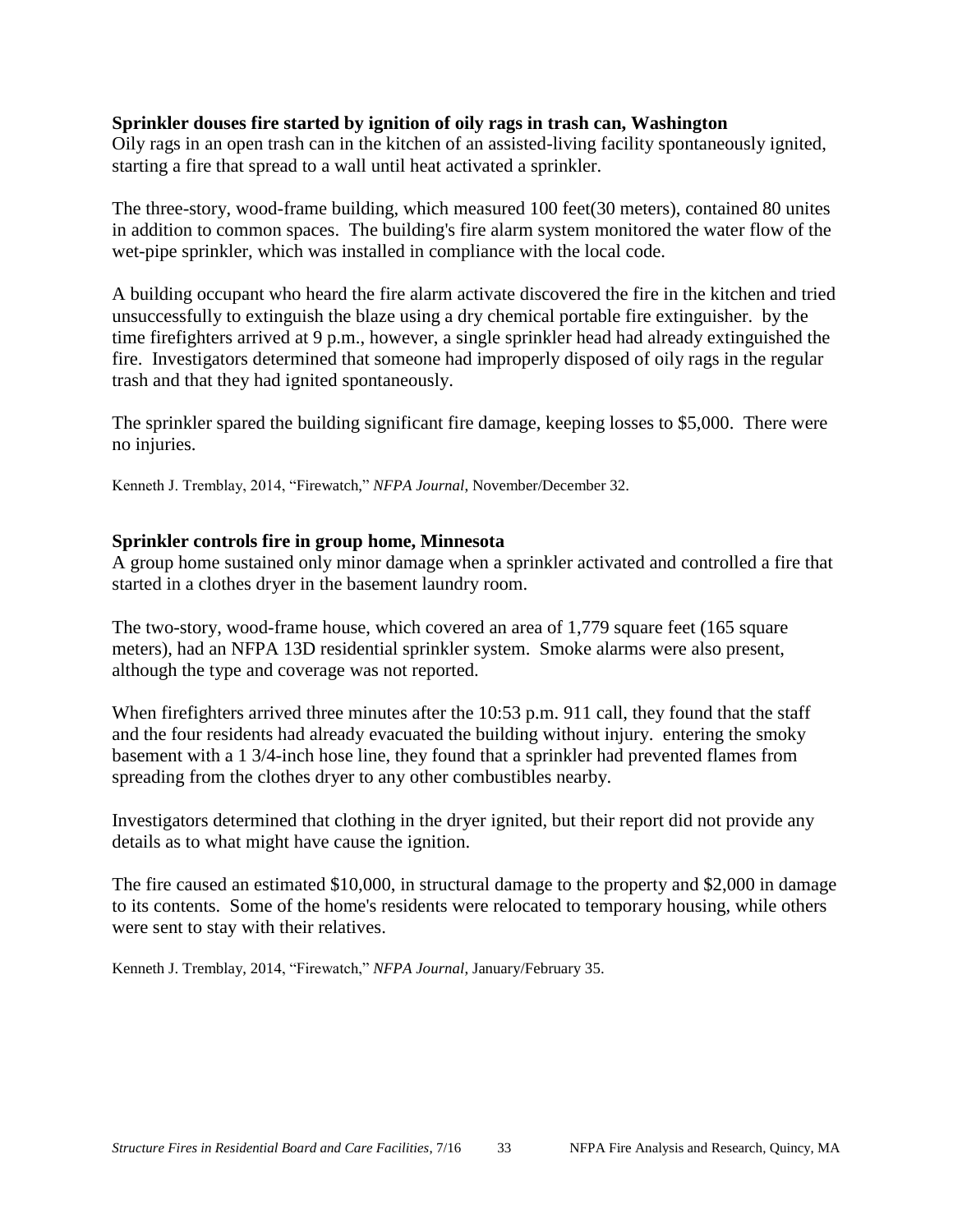**Sprinkler douses fire started by ignition of oily rags in trash can, Washington**

Oily rags in an open trash can in the kitchen of an assisted-living facility spontaneously ignited, starting a fire that spread to a wall until heat activated a sprinkler.

The three-story, wood-frame building, which measured 100 feet(30 meters), contained 80 unites in addition to common spaces. The building's fire alarm system monitored the water flow of the wet-pipe sprinkler, which was installed in compliance with the local code.

A building occupant who heard the fire alarm activate discovered the fire in the kitchen and tried unsuccessfully to extinguish the blaze using a dry chemical portable fire extinguisher. by the time firefighters arrived at 9 p.m., however, a single sprinkler head had already extinguished the fire. Investigators determined that someone had improperly disposed of oily rags in the regular trash and that they had ignited spontaneously.

The sprinkler spared the building significant fire damage, keeping losses to $5,000. There were no injuries.

Kenneth J. Tremblay, 2014, "Firewatch," *NFPA Journal*, November/December 32.

**Sprinkler controls fire in group home, Minnesota**

A group home sustained only minor damage when a sprinkler activated and controlled a fire that started in a clothes dryer in the basement laundry room.

The two-story, wood-frame house, which covered an area of 1,779 square feet (165 square meters), had an NFPA 13D residential sprinkler system. Smoke alarms were also present, although the type and coverage was not reported.

When firefighters arrived three minutes after the 10:53 p.m. 911 call, they found that the staff and the four residents had already evacuated the building without injury. entering the smoky basement with a 1 3/4-inch hose line, they found that a sprinkler had prevented flames from spreading from the clothes dryer to any other combustibles nearby.

Investigators determined that clothing in the dryer ignited, but their report did not provide any details as to what might have cause the ignition.

The fire caused an estimated $10,000, in structural damage to the property and $2,000 in damage to its contents. Some of the home's residents were relocated to temporary housing, while others were sent to stay with their relatives.

Kenneth J. Tremblay, 2014, "Firewatch," *NFPA Journal*, January/February 35.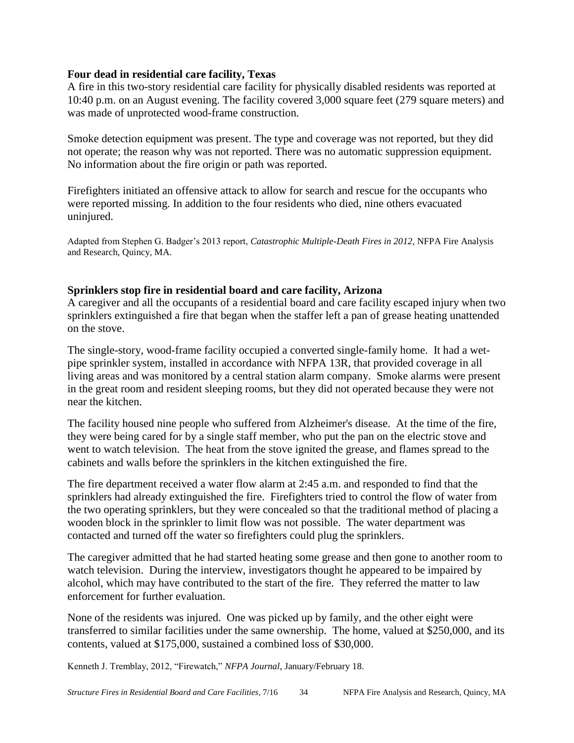**Four dead in residential care facility, Texas**

A fire in this two-story residential care facility for physically disabled residents was reported at 10:40 p.m. on an August evening. The facility covered 3,000 square feet (279 square meters) and was made of unprotected wood-frame construction.

Smoke detection equipment was present. The type and coverage was not reported, but they did not operate; the reason why was not reported. There was no automatic suppression equipment. No information about the fire origin or path was reported.

Firefighters initiated an offensive attack to allow for search and rescue for the occupants who were reported missing. In addition to the four residents who died, nine others evacuated uninjured.

Adapted from Stephen G. Badger's 2013 report, *Catastrophic Multiple-Death Fires in 2012,* NFPA Fire Analysis and Research, Quincy, MA.

**Sprinklers stop fire in residential board and care facility, Arizona**

A caregiver and all the occupants of a residential board and care facility escaped injury when two sprinklers extinguished a fire that began when the staffer left a pan of grease heating unattended on the stove.

The single-story, wood-frame facility occupied a converted single-family home. It had a wet-pipe sprinkler system, installed in accordance with NFPA 13R, that provided coverage in all living areas and was monitored by a central station alarm company. Smoke alarms were present in the great room and resident sleeping rooms, but they did not operated because they were not near the kitchen.

The facility housed nine people who suffered from Alzheimer's disease. At the time of the fire, they were being cared for by a single staff member, who put the pan on the electric stove and went to watch television. The heat from the stove ignited the grease, and flames spread to the cabinets and walls before the sprinklers in the kitchen extinguished the fire.

The fire department received a water flow alarm at 2:45 a.m. and responded to find that the sprinklers had already extinguished the fire. Firefighters tried to control the flow of water from the two operating sprinklers, but they were concealed so that the traditional method of placing a wooden block in the sprinkler to limit flow was not possible. The water department was contacted and turned off the water so firefighters could plug the sprinklers.

The caregiver admitted that he had started heating some grease and then gone to another room to watch television. During the interview, investigators thought he appeared to be impaired by alcohol, which may have contributed to the start of the fire. They referred the matter to law enforcement for further evaluation.

None of the residents was injured. One was picked up by family, and the other eight were transferred to similar facilities under the same ownership. The home, valued at $250,000, and its contents, valued at $175,000, sustained a combined loss of $30,000.

Kenneth J. Tremblay, 2012, "Firewatch," *NFPA Journal,* January/February 18.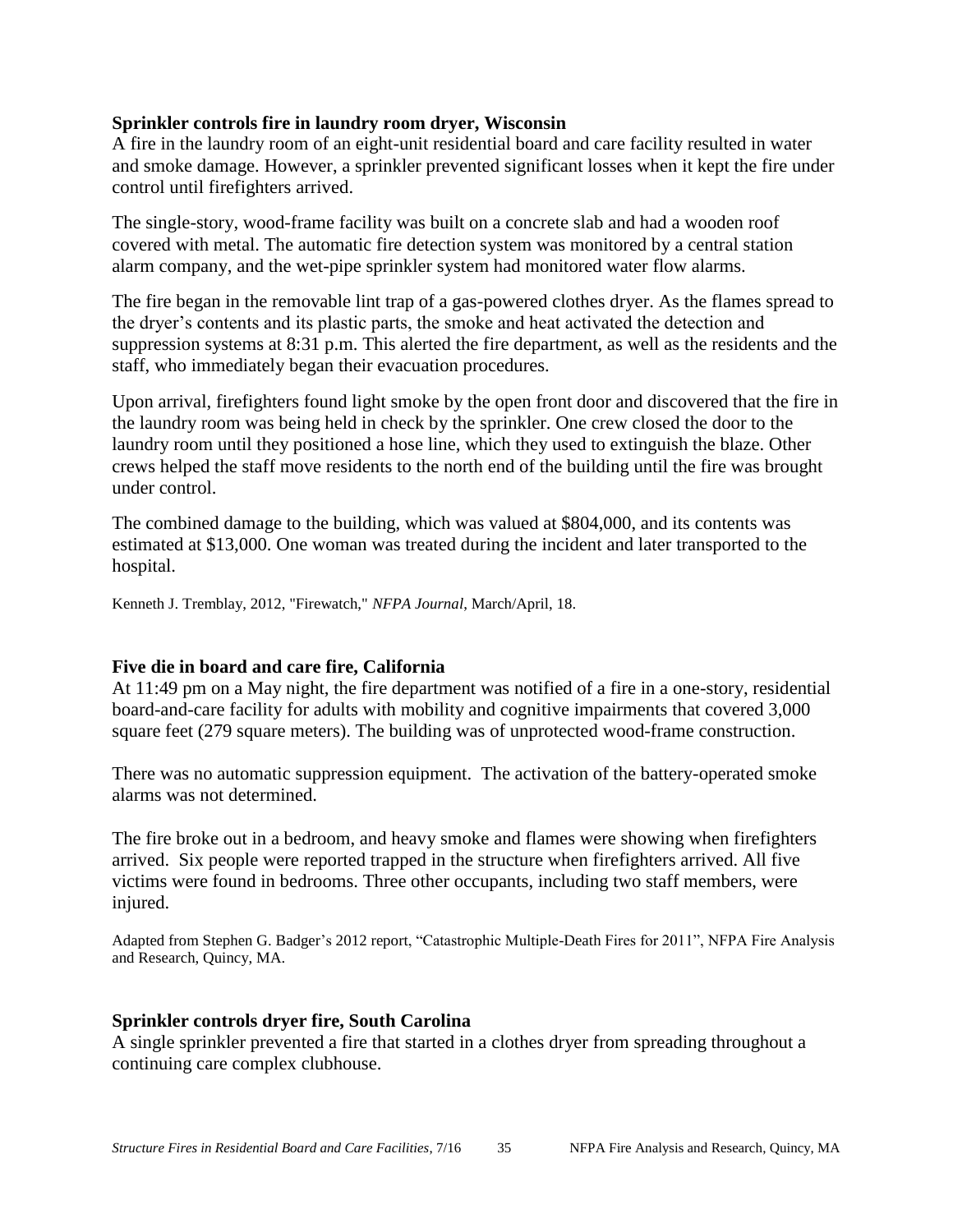**Sprinkler controls fire in laundry room dryer, Wisconsin**

A fire in the laundry room of an eight-unit residential board and care facility resulted in water and smoke damage. However, a sprinkler prevented significant losses when it kept the fire under control until firefighters arrived.

The single-story, wood-frame facility was built on a concrete slab and had a wooden roof covered with metal. The automatic fire detection system was monitored by a central station alarm company, and the wet-pipe sprinkler system had monitored water flow alarms.

The fire began in the removable lint trap of a gas-powered clothes dryer. As the flames spread to the dryer's contents and its plastic parts, the smoke and heat activated the detection and suppression systems at 8:31 p.m. This alerted the fire department, as well as the residents and the staff, who immediately began their evacuation procedures.

Upon arrival, firefighters found light smoke by the open front door and discovered that the fire in the laundry room was being held in check by the sprinkler. One crew closed the door to the laundry room until they positioned a hose line, which they used to extinguish the blaze. Other crews helped the staff move residents to the north end of the building until the fire was brought under control.

The combined damage to the building, which was valued at $804,000, and its contents was estimated at $13,000. One woman was treated during the incident and later transported to the hospital.

Kenneth J. Tremblay, 2012, "Firewatch," *NFPA Journal*, March/April, 18.

**Five die in board and care fire, California**

At 11:49 pm on a May night, the fire department was notified of a fire in a one-story, residential board-and-care facility for adults with mobility and cognitive impairments that covered 3,000 square feet (279 square meters). The building was of unprotected wood-frame construction.

There was no automatic suppression equipment. The activation of the battery-operated smoke alarms was not determined.

The fire broke out in a bedroom, and heavy smoke and flames were showing when firefighters arrived. Six people were reported trapped in the structure when firefighters arrived. All five victims were found in bedrooms. Three other occupants, including two staff members, were injured.

Adapted from Stephen G. Badger's 2012 report, "Catastrophic Multiple-Death Fires for 2011", NFPA Fire Analysis and Research, Quincy, MA.

**Sprinkler controls dryer fire, South Carolina**

A single sprinkler prevented a fire that started in a clothes dryer from spreading throughout a continuing care complex clubhouse.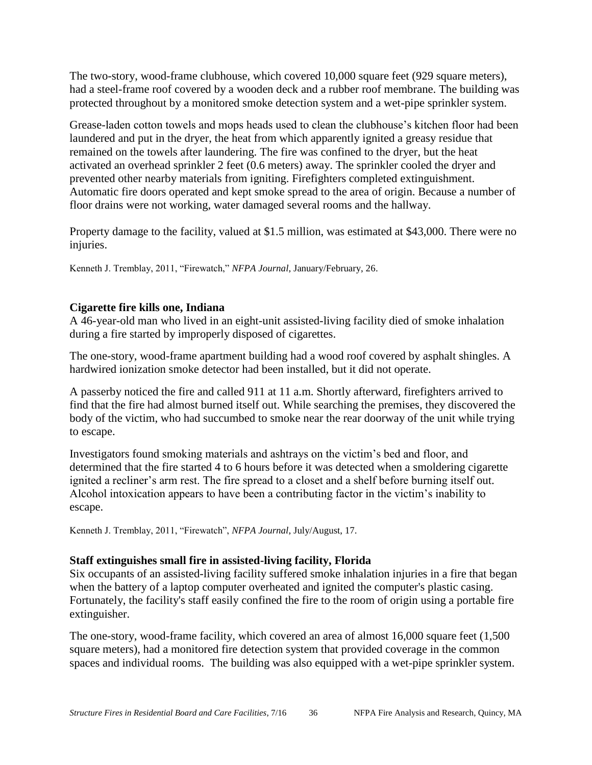The two-story, wood-frame clubhouse, which covered 10,000 square feet (929 square meters), had a steel-frame roof covered by a wooden deck and a rubber roof membrane. The building was protected throughout by a monitored smoke detection system and a wet-pipe sprinkler system.

Grease-laden cotton towels and mops heads used to clean the clubhouse's kitchen floor had been laundered and put in the dryer, the heat from which apparently ignited a greasy residue that remained on the towels after laundering. The fire was confined to the dryer, but the heat activated an overhead sprinkler 2 feet (0.6 meters) away. The sprinkler cooled the dryer and prevented other nearby materials from igniting. Firefighters completed extinguishment. Automatic fire doors operated and kept smoke spread to the area of origin. Because a number of floor drains were not working, water damaged several rooms and the hallway.

Property damage to the facility, valued at $1.5 million, was estimated at $43,000. There were no injuries.

Kenneth J. Tremblay, 2011, "Firewatch," *NFPA Journal*, January/February, 26.

### Cigarette fire kills one, Indiana

A 46-year-old man who lived in an eight-unit assisted-living facility died of smoke inhalation during a fire started by improperly disposed of cigarettes.

The one-story, wood-frame apartment building had a wood roof covered by asphalt shingles. A hardwired ionization smoke detector had been installed, but it did not operate.

A passerby noticed the fire and called 911 at 11 a.m. Shortly afterward, firefighters arrived to find that the fire had almost burned itself out. While searching the premises, they discovered the body of the victim, who had succumbed to smoke near the rear doorway of the unit while trying to escape.

Investigators found smoking materials and ashtrays on the victim's bed and floor, and determined that the fire started 4 to 6 hours before it was detected when a smoldering cigarette ignited a recliner's arm rest. The fire spread to a closet and a shelf before burning itself out. Alcohol intoxication appears to have been a contributing factor in the victim's inability to escape.

Kenneth J. Tremblay, 2011, "Firewatch", *NFPA Journal*, July/August, 17.

### Staff extinguishes small fire in assisted-living facility, Florida

Six occupants of an assisted-living facility suffered smoke inhalation injuries in a fire that began when the battery of a laptop computer overheated and ignited the computer's plastic casing. Fortunately, the facility's staff easily confined the fire to the room of origin using a portable fire extinguisher.

The one-story, wood-frame facility, which covered an area of almost 16,000 square feet (1,500 square meters), had a monitored fire detection system that provided coverage in the common spaces and individual rooms. The building was also equipped with a wet-pipe sprinkler system.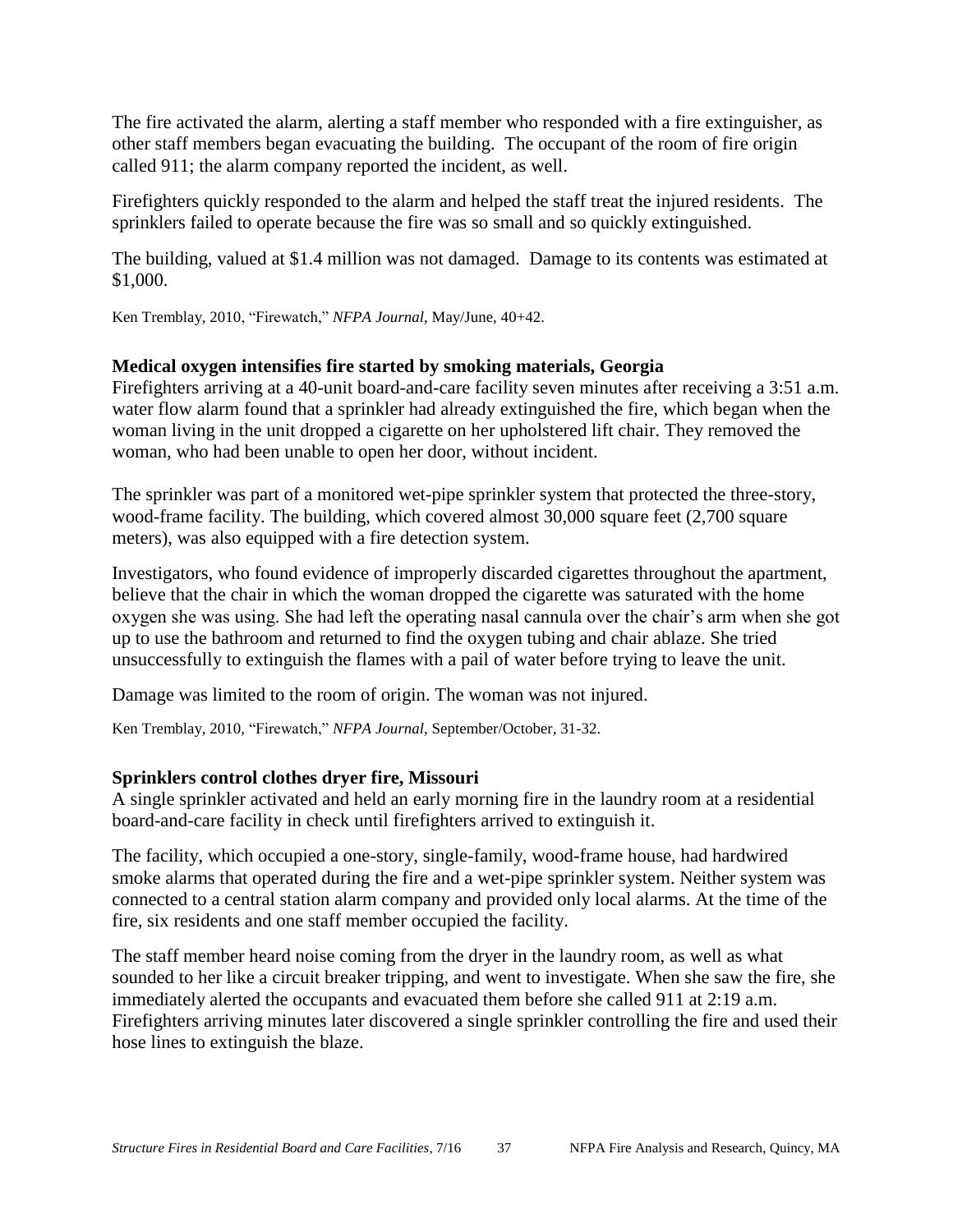The fire activated the alarm, alerting a staff member who responded with a fire extinguisher, as other staff members began evacuating the building. The occupant of the room of fire origin called 911; the alarm company reported the incident, as well.

Firefighters quickly responded to the alarm and helped the staff treat the injured residents. The sprinklers failed to operate because the fire was so small and so quickly extinguished.

The building, valued at $1.4 million was not damaged. Damage to its contents was estimated at $1,000.

Ken Tremblay, 2010, "Firewatch," *NFPA Journal*, May/June, 40+42.

**Medical oxygen intensifies fire started by smoking materials, Georgia**

Firefighters arriving at a 40-unit board-and-care facility seven minutes after receiving a 3:51 a.m. water flow alarm found that a sprinkler had already extinguished the fire, which began when the woman living in the unit dropped a cigarette on her upholstered lift chair. They removed the woman, who had been unable to open her door, without incident.

The sprinkler was part of a monitored wet-pipe sprinkler system that protected the three-story, wood-frame facility. The building, which covered almost 30,000 square feet (2,700 square meters), was also equipped with a fire detection system.

Investigators, who found evidence of improperly discarded cigarettes throughout the apartment, believe that the chair in which the woman dropped the cigarette was saturated with the home oxygen she was using. She had left the operating nasal cannula over the chair's arm when she got up to use the bathroom and returned to find the oxygen tubing and chair ablaze. She tried unsuccessfully to extinguish the flames with a pail of water before trying to leave the unit.

Damage was limited to the room of origin. The woman was not injured.

Ken Tremblay, 2010, "Firewatch," *NFPA Journal*, September/October, 31-32.

**Sprinklers control clothes dryer fire, Missouri**

A single sprinkler activated and held an early morning fire in the laundry room at a residential board-and-care facility in check until firefighters arrived to extinguish it.

The facility, which occupied a one-story, single-family, wood-frame house, had hardwired smoke alarms that operated during the fire and a wet-pipe sprinkler system. Neither system was connected to a central station alarm company and provided only local alarms. At the time of the fire, six residents and one staff member occupied the facility.

The staff member heard noise coming from the dryer in the laundry room, as well as what sounded to her like a circuit breaker tripping, and went to investigate. When she saw the fire, she immediately alerted the occupants and evacuated them before she called 911 at 2:19 a.m. Firefighters arriving minutes later discovered a single sprinkler controlling the fire and used their hose lines to extinguish the blaze.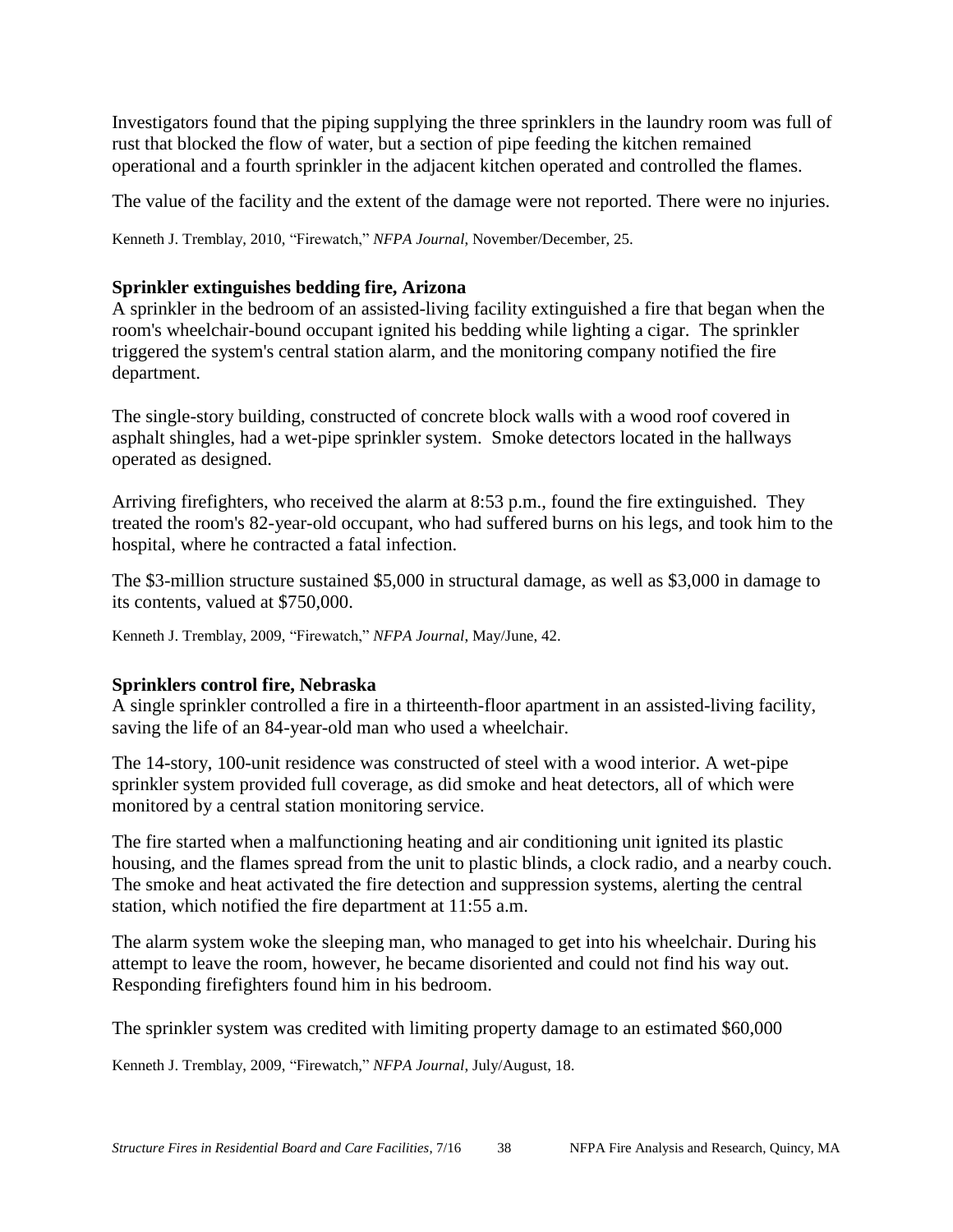Investigators found that the piping supplying the three sprinklers in the laundry room was full of rust that blocked the flow of water, but a section of pipe feeding the kitchen remained operational and a fourth sprinkler in the adjacent kitchen operated and controlled the flames.

The value of the facility and the extent of the damage were not reported. There were no injuries.

Kenneth J. Tremblay, 2010, "Firewatch," *NFPA Journal*, November/December, 25.

**Sprinkler extinguishes bedding fire, Arizona**

A sprinkler in the bedroom of an assisted-living facility extinguished a fire that began when the room's wheelchair-bound occupant ignited his bedding while lighting a cigar. The sprinkler triggered the system's central station alarm, and the monitoring company notified the fire department.

The single-story building, constructed of concrete block walls with a wood roof covered in asphalt shingles, had a wet-pipe sprinkler system. Smoke detectors located in the hallways operated as designed.

Arriving firefighters, who received the alarm at 8:53 p.m., found the fire extinguished. They treated the room's 82-year-old occupant, who had suffered burns on his legs, and took him to the hospital, where he contracted a fatal infection.

The $3-million structure sustained $5,000 in structural damage, as well as $3,000 in damage to its contents, valued at $750,000.

Kenneth J. Tremblay, 2009, "Firewatch," *NFPA Journal*, May/June, 42.

**Sprinklers control fire, Nebraska**

A single sprinkler controlled a fire in a thirteenth-floor apartment in an assisted-living facility, saving the life of an 84-year-old man who used a wheelchair.

The 14-story, 100-unit residence was constructed of steel with a wood interior. A wet-pipe sprinkler system provided full coverage, as did smoke and heat detectors, all of which were monitored by a central station monitoring service.

The fire started when a malfunctioning heating and air conditioning unit ignited its plastic housing, and the flames spread from the unit to plastic blinds, a clock radio, and a nearby couch. The smoke and heat activated the fire detection and suppression systems, alerting the central station, which notified the fire department at 11:55 a.m.

The alarm system woke the sleeping man, who managed to get into his wheelchair. During his attempt to leave the room, however, he became disoriented and could not find his way out. Responding firefighters found him in his bedroom.

The sprinkler system was credited with limiting property damage to an estimated $60,000

Kenneth J. Tremblay, 2009, "Firewatch," *NFPA Journal*, July/August, 18.